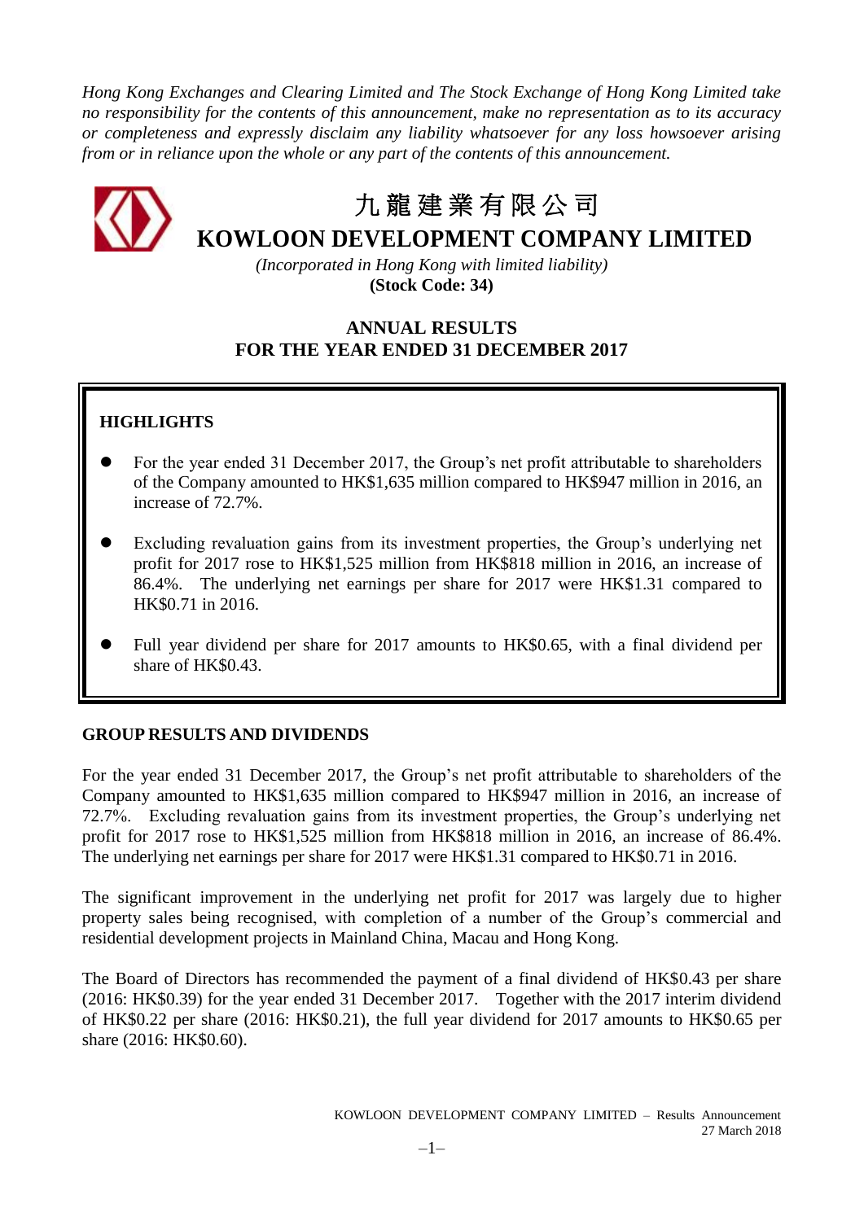*Hong Kong Exchanges and Clearing Limited and The Stock Exchange of Hong Kong Limited take no responsibility for the contents of this announcement, make no representation as to its accuracy or completeness and expressly disclaim any liability whatsoever for any loss howsoever arising from or in reliance upon the whole or any part of the contents of this announcement.*

# 九龍建業有限公司
# KOWLOON DEVELOPMENT COMPANY LIMITED

*(Incorporated in Hong Kong with limited liability)*
**(Stock Code: 34)**

## ANNUAL RESULTS
## FOR THE YEAR ENDED 31 DECEMBER 2017

### HIGHLIGHTS

- For the year ended 31 December 2017, the Group's net profit attributable to shareholders of the Company amounted to HK$1,635 million compared to HK$947 million in 2016, an increase of 72.7%.
- Excluding revaluation gains from its investment properties, the Group's underlying net profit for 2017 rose to HK$1,525 million from HK$818 million in 2016, an increase of 86.4%. The underlying net earnings per share for 2017 were HK$1.31 compared to HK$0.71 in 2016.
- Full year dividend per share for 2017 amounts to HK$0.65, with a final dividend per share of HK$0.43.

### GROUP RESULTS AND DIVIDENDS

For the year ended 31 December 2017, the Group's net profit attributable to shareholders of the Company amounted to HK$1,635 million compared to HK$947 million in 2016, an increase of 72.7%. Excluding revaluation gains from its investment properties, the Group's underlying net profit for 2017 rose to HK$1,525 million from HK$818 million in 2016, an increase of 86.4%. The underlying net earnings per share for 2017 were HK$1.31 compared to HK$0.71 in 2016.

The significant improvement in the underlying net profit for 2017 was largely due to higher property sales being recognised, with completion of a number of the Group's commercial and residential development projects in Mainland China, Macau and Hong Kong.

The Board of Directors has recommended the payment of a final dividend of HK$0.43 per share (2016: HK$0.39) for the year ended 31 December 2017. Together with the 2017 interim dividend of HK$0.22 per share (2016: HK$0.21), the full year dividend for 2017 amounts to HK$0.65 per share (2016: HK$0.60).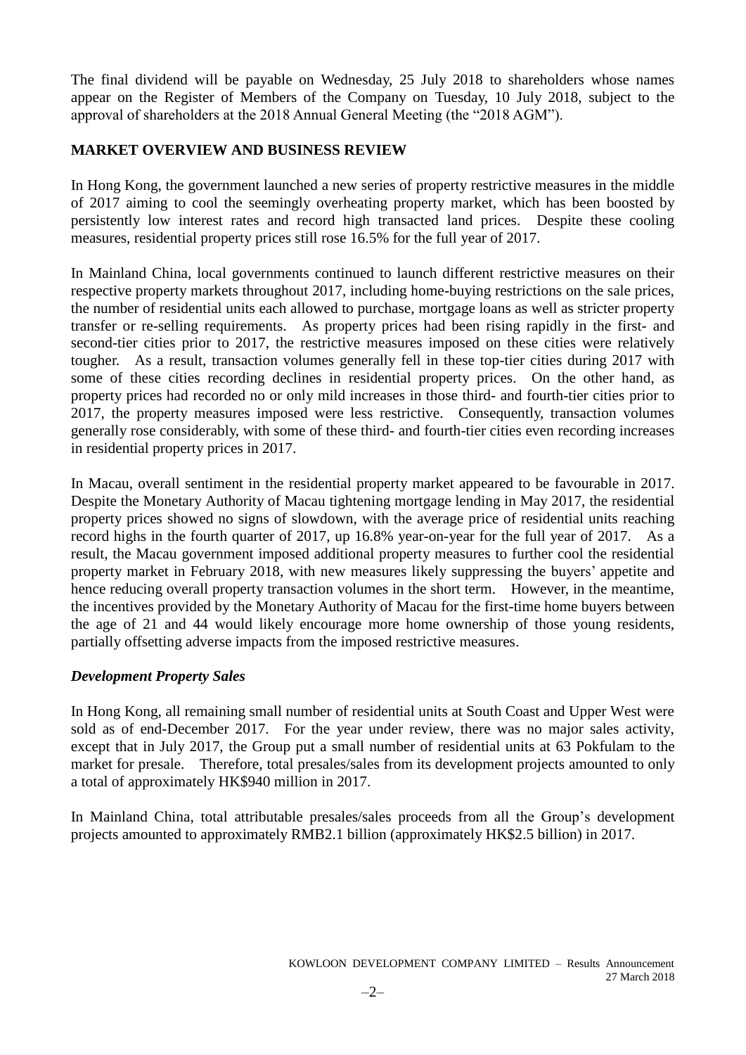The final dividend will be payable on Wednesday, 25 July 2018 to shareholders whose names appear on the Register of Members of the Company on Tuesday, 10 July 2018, subject to the approval of shareholders at the 2018 Annual General Meeting (the "2018 AGM").

## MARKET OVERVIEW AND BUSINESS REVIEW

In Hong Kong, the government launched a new series of property restrictive measures in the middle of 2017 aiming to cool the seemingly overheating property market, which has been boosted by persistently low interest rates and record high transacted land prices. Despite these cooling measures, residential property prices still rose 16.5% for the full year of 2017.

In Mainland China, local governments continued to launch different restrictive measures on their respective property markets throughout 2017, including home-buying restrictions on the sale prices, the number of residential units each allowed to purchase, mortgage loans as well as stricter property transfer or re-selling requirements. As property prices had been rising rapidly in the first- and second-tier cities prior to 2017, the restrictive measures imposed on these cities were relatively tougher. As a result, transaction volumes generally fell in these top-tier cities during 2017 with some of these cities recording declines in residential property prices. On the other hand, as property prices had recorded no or only mild increases in those third- and fourth-tier cities prior to 2017, the property measures imposed were less restrictive. Consequently, transaction volumes generally rose considerably, with some of these third- and fourth-tier cities even recording increases in residential property prices in 2017.

In Macau, overall sentiment in the residential property market appeared to be favourable in 2017. Despite the Monetary Authority of Macau tightening mortgage lending in May 2017, the residential property prices showed no signs of slowdown, with the average price of residential units reaching record highs in the fourth quarter of 2017, up 16.8% year-on-year for the full year of 2017. As a result, the Macau government imposed additional property measures to further cool the residential property market in February 2018, with new measures likely suppressing the buyers' appetite and hence reducing overall property transaction volumes in the short term. However, in the meantime, the incentives provided by the Monetary Authority of Macau for the first-time home buyers between the age of 21 and 44 would likely encourage more home ownership of those young residents, partially offsetting adverse impacts from the imposed restrictive measures.

### *Development Property Sales*

In Hong Kong, all remaining small number of residential units at South Coast and Upper West were sold as of end-December 2017. For the year under review, there was no major sales activity, except that in July 2017, the Group put a small number of residential units at 63 Pokfulam to the market for presale. Therefore, total presales/sales from its development projects amounted to only a total of approximately HK$940 million in 2017.

In Mainland China, total attributable presales/sales proceeds from all the Group's development projects amounted to approximately RMB2.1 billion (approximately HK$2.5 billion) in 2017.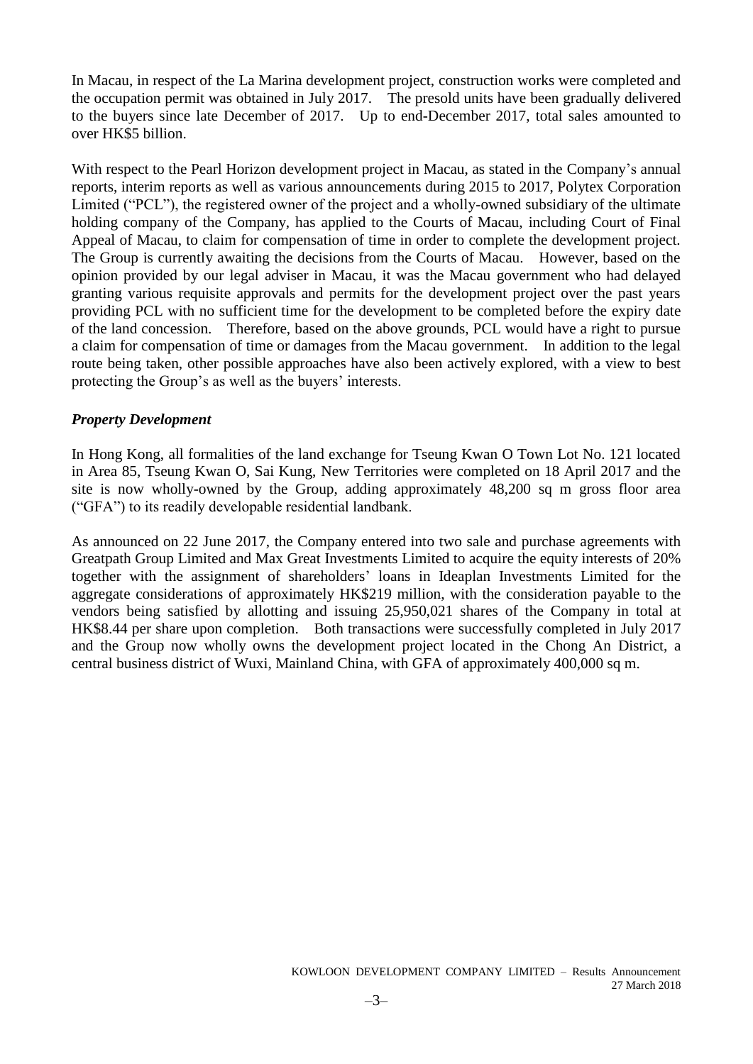In Macau, in respect of the La Marina development project, construction works were completed and the occupation permit was obtained in July 2017. The presold units have been gradually delivered to the buyers since late December of 2017. Up to end-December 2017, total sales amounted to over HK$5 billion.

With respect to the Pearl Horizon development project in Macau, as stated in the Company's annual reports, interim reports as well as various announcements during 2015 to 2017, Polytex Corporation Limited ("PCL"), the registered owner of the project and a wholly-owned subsidiary of the ultimate holding company of the Company, has applied to the Courts of Macau, including Court of Final Appeal of Macau, to claim for compensation of time in order to complete the development project. The Group is currently awaiting the decisions from the Courts of Macau. However, based on the opinion provided by our legal adviser in Macau, it was the Macau government who had delayed granting various requisite approvals and permits for the development project over the past years providing PCL with no sufficient time for the development to be completed before the expiry date of the land concession. Therefore, based on the above grounds, PCL would have a right to pursue a claim for compensation of time or damages from the Macau government. In addition to the legal route being taken, other possible approaches have also been actively explored, with a view to best protecting the Group's as well as the buyers' interests.

***Property Development***

In Hong Kong, all formalities of the land exchange for Tseung Kwan O Town Lot No. 121 located in Area 85, Tseung Kwan O, Sai Kung, New Territories were completed on 18 April 2017 and the site is now wholly-owned by the Group, adding approximately 48,200 sq m gross floor area ("GFA") to its readily developable residential landbank.

As announced on 22 June 2017, the Company entered into two sale and purchase agreements with Greatpath Group Limited and Max Great Investments Limited to acquire the equity interests of 20% together with the assignment of shareholders' loans in Ideaplan Investments Limited for the aggregate considerations of approximately HK$219 million, with the consideration payable to the vendors being satisfied by allotting and issuing 25,950,021 shares of the Company in total at HK$8.44 per share upon completion. Both transactions were successfully completed in July 2017 and the Group now wholly owns the development project located in the Chong An District, a central business district of Wuxi, Mainland China, with GFA of approximately 400,000 sq m.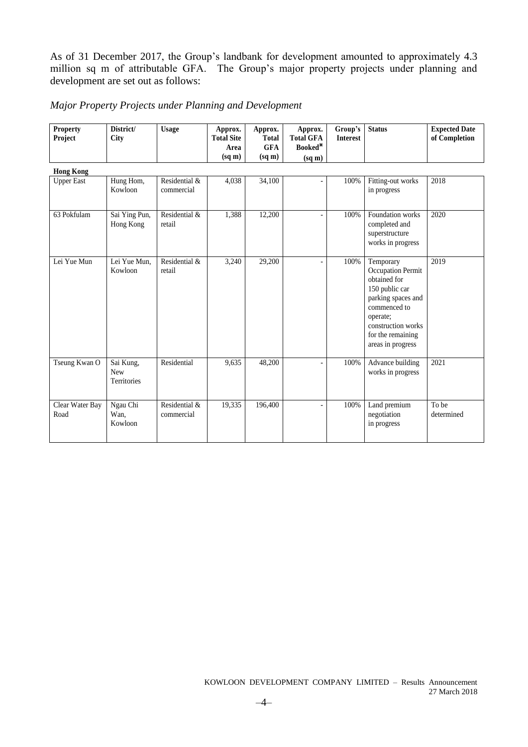As of 31 December 2017, the Group's landbank for development amounted to approximately 4.3 million sq m of attributable GFA. The Group's major property projects under planning and development are set out as follows:

*Major Property Projects under Planning and Development*

| Property Project | District/ City | Usage | Approx. Total Site Area (sq m) | Approx. Total GFA (sq m) | Approx. Total GFA Booked* (sq m) | Group's Interest | Status | Expected Date of Completion |
|---|---|---|---|---|---|---|---|---|
| **Hong Kong** | | | | | | | | |
| Upper East | Hung Hom, Kowloon | Residential & commercial | 4,038 | 34,100 | - | 100% | Fitting-out works in progress | 2018 |
| 63 Pokfulam | Sai Ying Pun, Hong Kong | Residential & retail | 1,388 | 12,200 | - | 100% | Foundation works completed and superstructure works in progress | 2020 |
| Lei Yue Mun | Lei Yue Mun, Kowloon | Residential & retail | 3,240 | 29,200 | - | 100% | Temporary Occupation Permit obtained for 150 public car parking spaces and commenced to operate; construction works for the remaining areas in progress | 2019 |
| Tseung Kwan O | Sai Kung, New Territories | Residential | 9,635 | 48,200 | - | 100% | Advance building works in progress | 2021 |
| Clear Water Bay Road | Ngau Chi Wan, Kowloon | Residential & commercial | 19,335 | 196,400 | - | 100% | Land premium negotiation in progress | To be determined |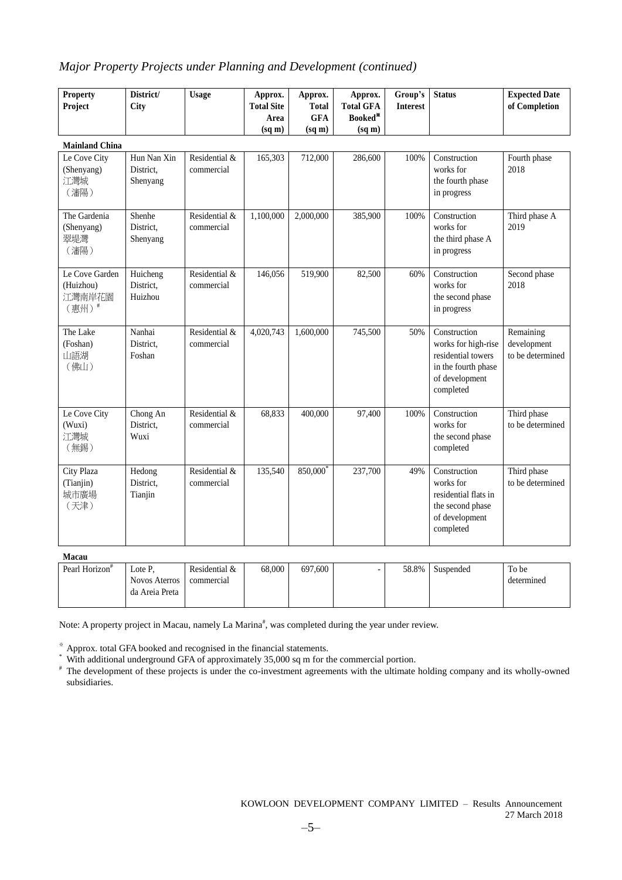## *Major Property Projects under Planning and Development (continued)*

| Property Project | District/ City | Usage | Approx. Total Site Area (sq m) | Approx. Total GFA (sq m) | Approx. Total GFA Booked[※] (sq m) | Group's Interest | Status | Expected Date of Completion |
|---|---|---|---|---|---|---|---|---|
| **Mainland China** | | | | | | | | |
| Le Cove City (Shenyang) 江灣城（瀋陽） | Hun Nan Xin District, Shenyang | Residential & commercial | 165,303 | 712,000 | 286,600 | 100% | Construction works for the fourth phase in progress | Fourth phase 2018 |
| The Gardenia (Shenyang) 翠堤灣（瀋陽） | Shenhe District, Shenyang | Residential & commercial | 1,100,000 | 2,000,000 | 385,900 | 100% | Construction works for the third phase A in progress | Third phase A 2019 |
| Le Cove Garden (Huizhou) 江灣南岸花園（惠州）[#] | Huicheng District, Huizhou | Residential & commercial | 146,056 | 519,900 | 82,500 | 60% | Construction works for the second phase in progress | Second phase 2018 |
| The Lake (Foshan) 山語湖（佛山） | Nanhai District, Foshan | Residential & commercial | 4,020,743 | 1,600,000 | 745,500 | 50% | Construction works for high-rise residential towers in the fourth phase of development completed | Remaining development to be determined |
| Le Cove City (Wuxi) 江灣城（無錫） | Chong An District, Wuxi | Residential & commercial | 68,833 | 400,000 | 97,400 | 100% | Construction works for the second phase completed | Third phase to be determined |
| City Plaza (Tianjin) 城市廣場（天津） | Hedong District, Tianjin | Residential & commercial | 135,540 | 850,000[*] | 237,700 | 49% | Construction works for residential flats in the second phase of development completed | Third phase to be determined |
| **Macau** | | | | | | | | |
| Pearl Horizon[#] | Lote P, Novos Aterros da Areia Preta | Residential & commercial | 68,000 | 697,600 | - | 58.8% | Suspended | To be determined |

Note: A property project in Macau, namely La Marina[#], was completed during the year under review.

[※] Approx. total GFA booked and recognised in the financial statements.
[*] With additional underground GFA of approximately 35,000 sq m for the commercial portion.
[#] The development of these projects is under the co-investment agreements with the ultimate holding company and its wholly-owned subsidiaries.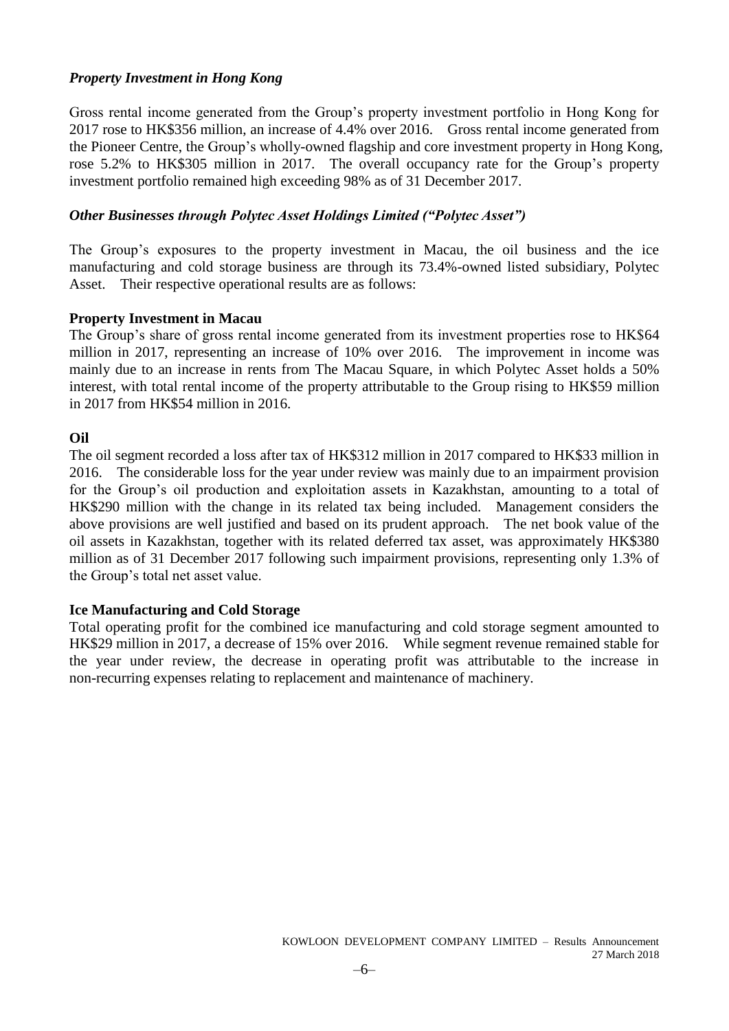### *Property Investment in Hong Kong*

Gross rental income generated from the Group's property investment portfolio in Hong Kong for 2017 rose to HK$356 million, an increase of 4.4% over 2016. Gross rental income generated from the Pioneer Centre, the Group's wholly-owned flagship and core investment property in Hong Kong, rose 5.2% to HK$305 million in 2017. The overall occupancy rate for the Group's property investment portfolio remained high exceeding 98% as of 31 December 2017.

### *Other Businesses through Polytec Asset Holdings Limited ("Polytec Asset")*

The Group's exposures to the property investment in Macau, the oil business and the ice manufacturing and cold storage business are through its 73.4%-owned listed subsidiary, Polytec Asset. Their respective operational results are as follows:

**Property Investment in Macau**

The Group's share of gross rental income generated from its investment properties rose to HK$64 million in 2017, representing an increase of 10% over 2016. The improvement in income was mainly due to an increase in rents from The Macau Square, in which Polytec Asset holds a 50% interest, with total rental income of the property attributable to the Group rising to HK$59 million in 2017 from HK$54 million in 2016.

**Oil**

The oil segment recorded a loss after tax of HK$312 million in 2017 compared to HK$33 million in 2016. The considerable loss for the year under review was mainly due to an impairment provision for the Group's oil production and exploitation assets in Kazakhstan, amounting to a total of HK$290 million with the change in its related tax being included. Management considers the above provisions are well justified and based on its prudent approach. The net book value of the oil assets in Kazakhstan, together with its related deferred tax asset, was approximately HK$380 million as of 31 December 2017 following such impairment provisions, representing only 1.3% of the Group's total net asset value.

**Ice Manufacturing and Cold Storage**

Total operating profit for the combined ice manufacturing and cold storage segment amounted to HK$29 million in 2017, a decrease of 15% over 2016. While segment revenue remained stable for the year under review, the decrease in operating profit was attributable to the increase in non-recurring expenses relating to replacement and maintenance of machinery.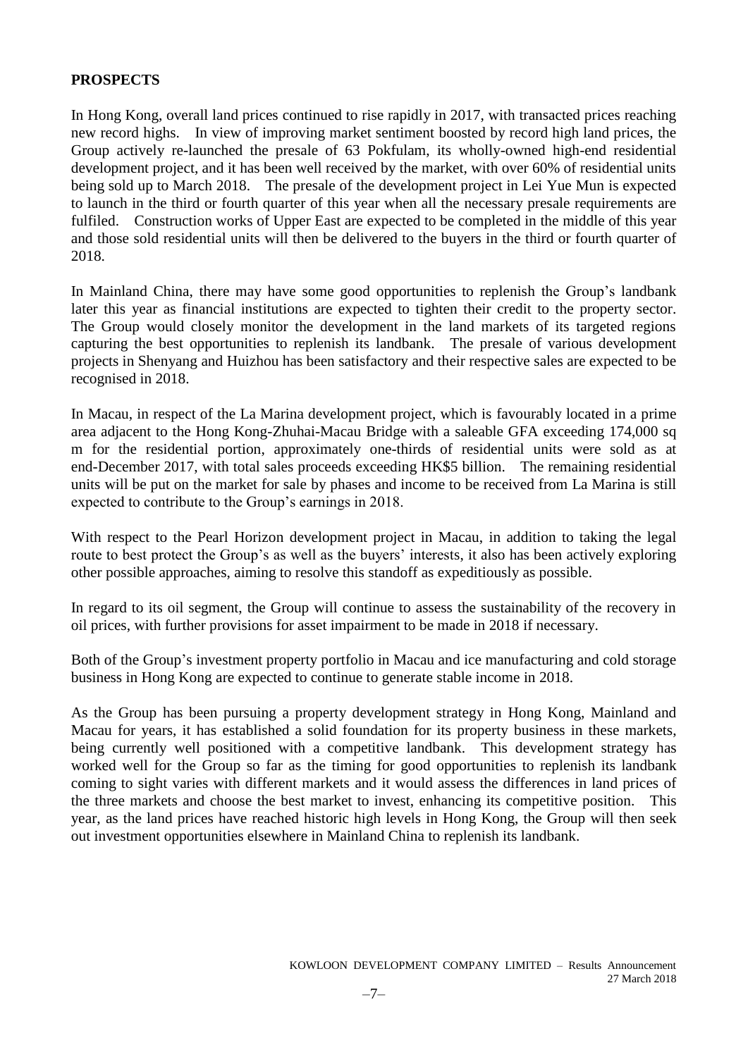## PROSPECTS

In Hong Kong, overall land prices continued to rise rapidly in 2017, with transacted prices reaching new record highs. In view of improving market sentiment boosted by record high land prices, the Group actively re-launched the presale of 63 Pokfulam, its wholly-owned high-end residential development project, and it has been well received by the market, with over 60% of residential units being sold up to March 2018. The presale of the development project in Lei Yue Mun is expected to launch in the third or fourth quarter of this year when all the necessary presale requirements are fulfiled. Construction works of Upper East are expected to be completed in the middle of this year and those sold residential units will then be delivered to the buyers in the third or fourth quarter of 2018.

In Mainland China, there may have some good opportunities to replenish the Group's landbank later this year as financial institutions are expected to tighten their credit to the property sector. The Group would closely monitor the development in the land markets of its targeted regions capturing the best opportunities to replenish its landbank. The presale of various development projects in Shenyang and Huizhou has been satisfactory and their respective sales are expected to be recognised in 2018.

In Macau, in respect of the La Marina development project, which is favourably located in a prime area adjacent to the Hong Kong-Zhuhai-Macau Bridge with a saleable GFA exceeding 174,000 sq m for the residential portion, approximately one-thirds of residential units were sold as at end-December 2017, with total sales proceeds exceeding HK$5 billion. The remaining residential units will be put on the market for sale by phases and income to be received from La Marina is still expected to contribute to the Group's earnings in 2018.

With respect to the Pearl Horizon development project in Macau, in addition to taking the legal route to best protect the Group's as well as the buyers' interests, it also has been actively exploring other possible approaches, aiming to resolve this standoff as expeditiously as possible.

In regard to its oil segment, the Group will continue to assess the sustainability of the recovery in oil prices, with further provisions for asset impairment to be made in 2018 if necessary.

Both of the Group's investment property portfolio in Macau and ice manufacturing and cold storage business in Hong Kong are expected to continue to generate stable income in 2018.

As the Group has been pursuing a property development strategy in Hong Kong, Mainland and Macau for years, it has established a solid foundation for its property business in these markets, being currently well positioned with a competitive landbank. This development strategy has worked well for the Group so far as the timing for good opportunities to replenish its landbank coming to sight varies with different markets and it would assess the differences in land prices of the three markets and choose the best market to invest, enhancing its competitive position. This year, as the land prices have reached historic high levels in Hong Kong, the Group will then seek out investment opportunities elsewhere in Mainland China to replenish its landbank.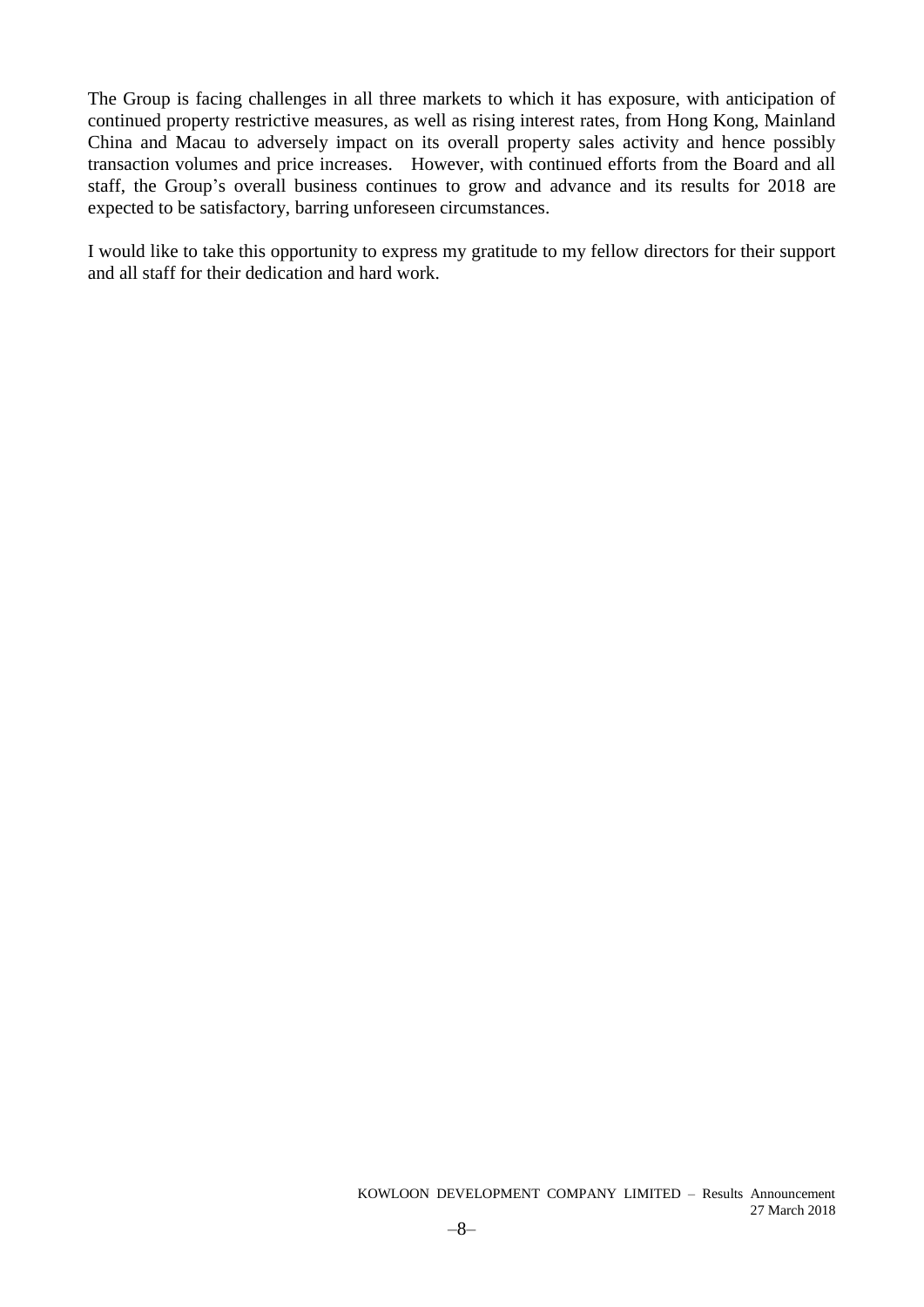The Group is facing challenges in all three markets to which it has exposure, with anticipation of continued property restrictive measures, as well as rising interest rates, from Hong Kong, Mainland China and Macau to adversely impact on its overall property sales activity and hence possibly transaction volumes and price increases. However, with continued efforts from the Board and all staff, the Group's overall business continues to grow and advance and its results for 2018 are expected to be satisfactory, barring unforeseen circumstances.

I would like to take this opportunity to express my gratitude to my fellow directors for their support and all staff for their dedication and hard work.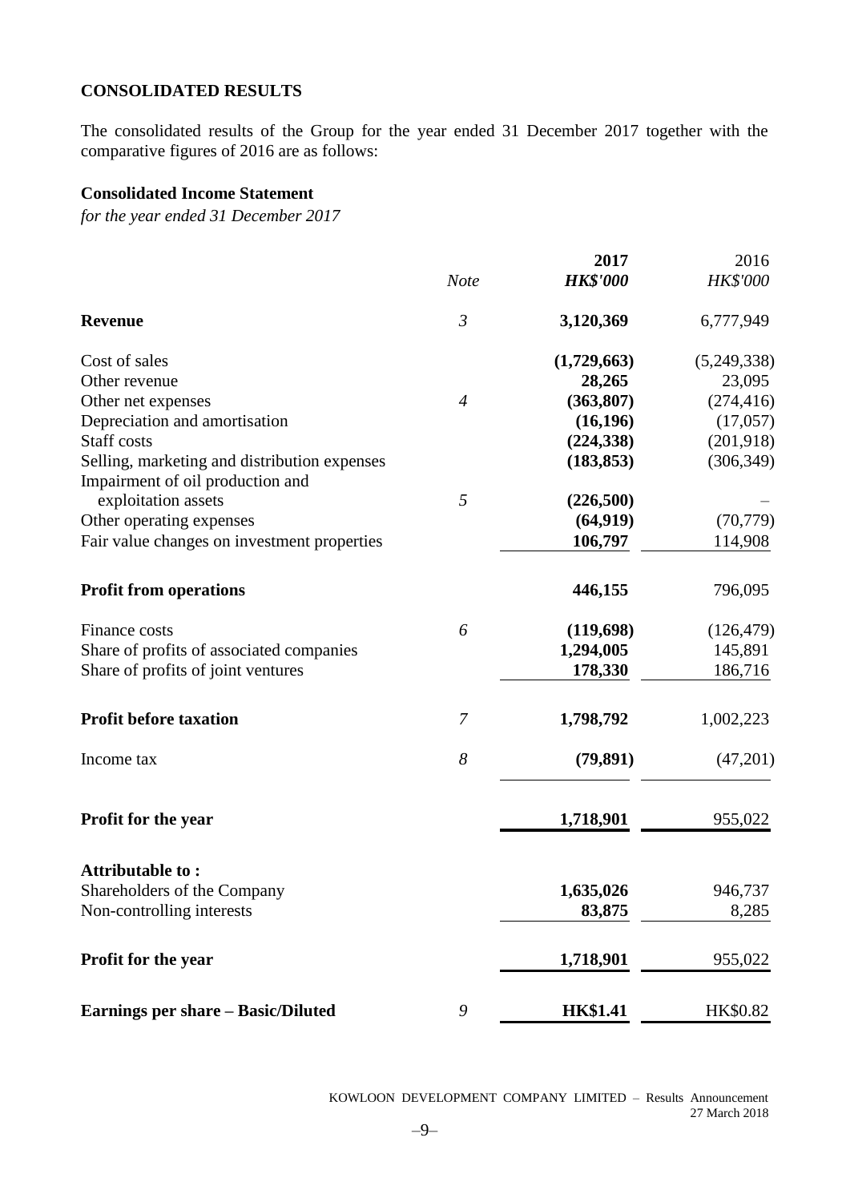## CONSOLIDATED RESULTS

The consolidated results of the Group for the year ended 31 December 2017 together with the comparative figures of 2016 are as follows:

### Consolidated Income Statement

*for the year ended 31 December 2017*

| | *Note* | **2017** *HK$'000* | 2016 *HK$'000* |
|---|---|---|---|
| **Revenue** | *3* | **3,120,369** | 6,777,949 |
| Cost of sales | | **(1,729,663)** | (5,249,338) |
| Other revenue | | **28,265** | 23,095 |
| Other net expenses | *4* | **(363,807)** | (274,416) |
| Depreciation and amortisation | | **(16,196)** | (17,057) |
| Staff costs | | **(224,338)** | (201,918) |
| Selling, marketing and distribution expenses | | **(183,853)** | (306,349) |
| Impairment of oil production and exploitation assets | *5* | **(226,500)** | – |
| Other operating expenses | | **(64,919)** | (70,779) |
| Fair value changes on investment properties | | **106,797** | 114,908 |
| **Profit from operations** | | **446,155** | 796,095 |
| Finance costs | *6* | **(119,698)** | (126,479) |
| Share of profits of associated companies | | **1,294,005** | 145,891 |
| Share of profits of joint ventures | | **178,330** | 186,716 |
| **Profit before taxation** | *7* | **1,798,792** | 1,002,223 |
| Income tax | *8* | **(79,891)** | (47,201) |
| **Profit for the year** | | **1,718,901** | 955,022 |
| **Attributable to :** | | | |
| Shareholders of the Company | | **1,635,026** | 946,737 |
| Non-controlling interests | | **83,875** | 8,285 |
| **Profit for the year** | | **1,718,901** | 955,022 |
| **Earnings per share – Basic/Diluted** | *9* | **HK$1.41** | HK$0.82 |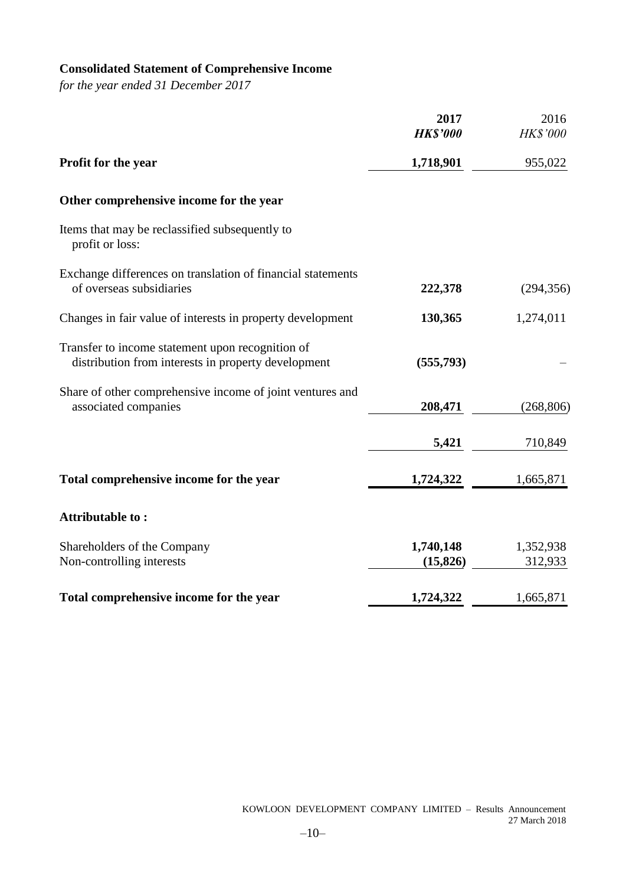**Consolidated Statement of Comprehensive Income**

*for the year ended 31 December 2017*

| | **2017** | 2016 |
|---|---|---|
| | ***HK$'000*** | *HK$'000* |
| **Profit for the year** | **1,718,901** | 955,022 |
| **Other comprehensive income for the year** | | |
| Items that may be reclassified subsequently to profit or loss: | | |
| Exchange differences on translation of financial statements of overseas subsidiaries | **222,378** | (294,356) |
| Changes in fair value of interests in property development | **130,365** | 1,274,011 |
| Transfer to income statement upon recognition of distribution from interests in property development | **(555,793)** | – |
| Share of other comprehensive income of joint ventures and associated companies | **208,471** | (268,806) |
| | **5,421** | 710,849 |
| **Total comprehensive income for the year** | **1,724,322** | 1,665,871 |
| **Attributable to :** | | |
| Shareholders of the Company | **1,740,148** | 1,352,938 |
| Non-controlling interests | **(15,826)** | 312,933 |
| **Total comprehensive income for the year** | **1,724,322** | 1,665,871 |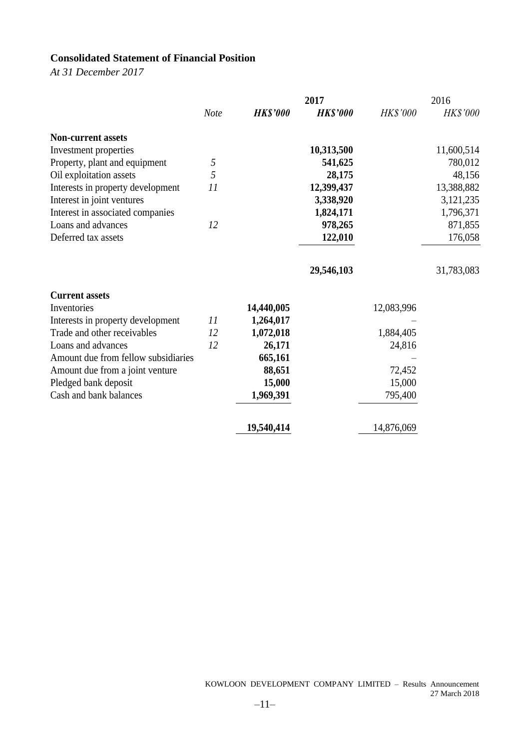## Consolidated Statement of Financial Position

*At 31 December 2017*

| | | 2017 | | 2016 | |
|---|---|---|---|---|---|
| | *Note* | ***HK$'000*** | ***HK$'000*** | *HK$'000* | *HK$'000* |
| **Non-current assets** | | | | | |
| Investment properties | | | **10,313,500** | | 11,600,514 |
| Property, plant and equipment | *5* | | **541,625** | | 780,012 |
| Oil exploitation assets | *5* | | **28,175** | | 48,156 |
| Interests in property development | *11* | | **12,399,437** | | 13,388,882 |
| Interest in joint ventures | | | **3,338,920** | | 3,121,235 |
| Interest in associated companies | | | **1,824,171** | | 1,796,371 |
| Loans and advances | *12* | | **978,265** | | 871,855 |
| Deferred tax assets | | | **122,010** | | 176,058 |
| | | | **29,546,103** | | 31,783,083 |
| **Current assets** | | | | | |
| Inventories | | **14,440,005** | | 12,083,996 | |
| Interests in property development | *11* | **1,264,017** | | – | |
| Trade and other receivables | *12* | **1,072,018** | | 1,884,405 | |
| Loans and advances | *12* | **26,171** | | 24,816 | |
| Amount due from fellow subsidiaries | | **665,161** | | – | |
| Amount due from a joint venture | | **88,651** | | 72,452 | |
| Pledged bank deposit | | **15,000** | | 15,000 | |
| Cash and bank balances | | **1,969,391** | | 795,400 | |
| | | **19,540,414** | | 14,876,069 | |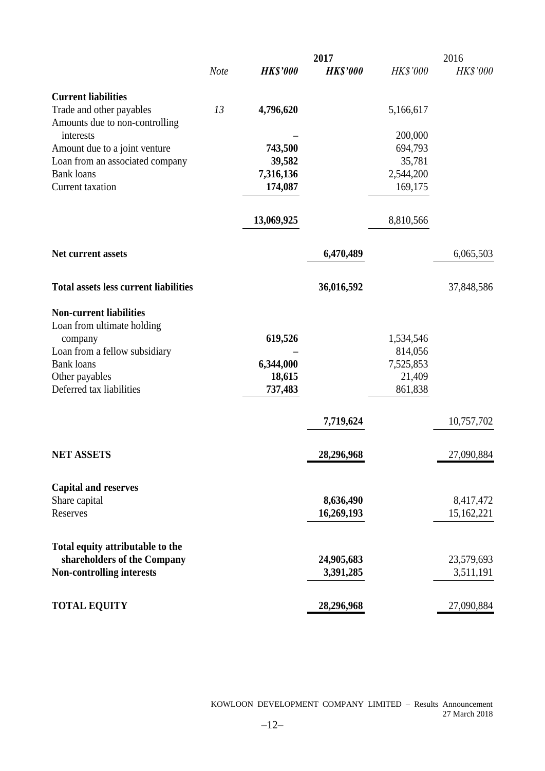| | Note | 2017 HK$'000 | 2017 HK$'000 | 2016 HK$'000 | 2016 HK$'000 |
|---|---|---|---|---|---|
| **Current liabilities** | | | | | |
| Trade and other payables | 13 | **4,796,620** | | 5,166,617 | |
| Amounts due to non-controlling interests | | **–** | | 200,000 | |
| Amount due to a joint venture | | **743,500** | | 694,793 | |
| Loan from an associated company | | **39,582** | | 35,781 | |
| Bank loans | | **7,316,136** | | 2,544,200 | |
| Current taxation | | **174,087** | | 169,175 | |
| | | **13,069,925** | | 8,810,566 | |
| **Net current assets** | | | **6,470,489** | | 6,065,503 |
| **Total assets less current liabilities** | | | **36,016,592** | | 37,848,586 |
| **Non-current liabilities** | | | | | |
| Loan from ultimate holding company | | **619,526** | | 1,534,546 | |
| Loan from a fellow subsidiary | | **–** | | 814,056 | |
| Bank loans | | **6,344,000** | | 7,525,853 | |
| Other payables | | **18,615** | | 21,409 | |
| Deferred tax liabilities | | **737,483** | | 861,838 | |
| | | | **7,719,624** | | 10,757,702 |
| **NET ASSETS** | | | **28,296,968** | | 27,090,884 |
| **Capital and reserves** | | | | | |
| Share capital | | | **8,636,490** | | 8,417,472 |
| Reserves | | | **16,269,193** | | 15,162,221 |
| **Total equity attributable to the shareholders of the Company** | | | **24,905,683** | | 23,579,693 |
| **Non-controlling interests** | | | **3,391,285** | | 3,511,191 |
| **TOTAL EQUITY** | | | **28,296,968** | | 27,090,884 |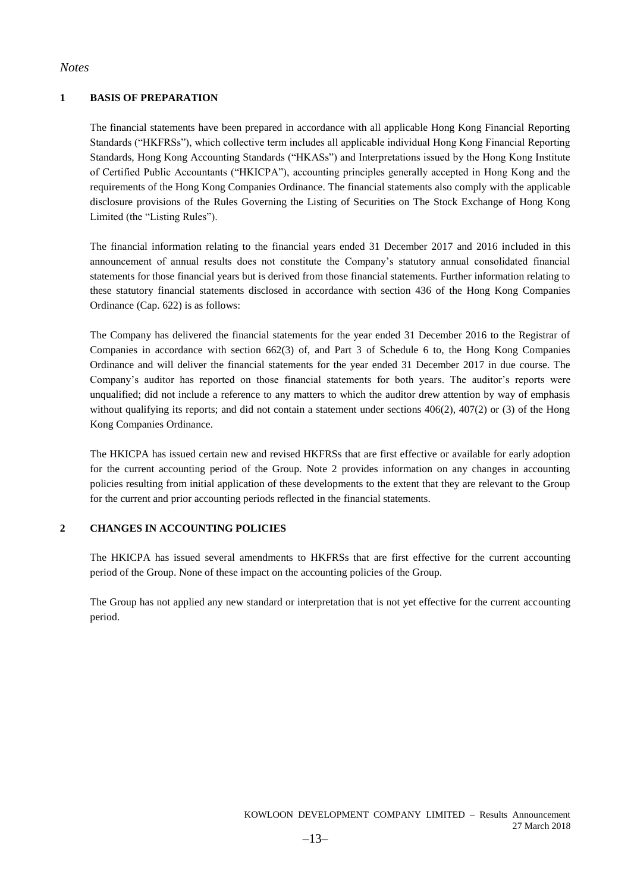*Notes*

## 1 BASIS OF PREPARATION

The financial statements have been prepared in accordance with all applicable Hong Kong Financial Reporting Standards ("HKFRSs"), which collective term includes all applicable individual Hong Kong Financial Reporting Standards, Hong Kong Accounting Standards ("HKASs") and Interpretations issued by the Hong Kong Institute of Certified Public Accountants ("HKICPA"), accounting principles generally accepted in Hong Kong and the requirements of the Hong Kong Companies Ordinance. The financial statements also comply with the applicable disclosure provisions of the Rules Governing the Listing of Securities on The Stock Exchange of Hong Kong Limited (the "Listing Rules").

The financial information relating to the financial years ended 31 December 2017 and 2016 included in this announcement of annual results does not constitute the Company's statutory annual consolidated financial statements for those financial years but is derived from those financial statements. Further information relating to these statutory financial statements disclosed in accordance with section 436 of the Hong Kong Companies Ordinance (Cap. 622) is as follows:

The Company has delivered the financial statements for the year ended 31 December 2016 to the Registrar of Companies in accordance with section 662(3) of, and Part 3 of Schedule 6 to, the Hong Kong Companies Ordinance and will deliver the financial statements for the year ended 31 December 2017 in due course. The Company's auditor has reported on those financial statements for both years. The auditor's reports were unqualified; did not include a reference to any matters to which the auditor drew attention by way of emphasis without qualifying its reports; and did not contain a statement under sections 406(2), 407(2) or (3) of the Hong Kong Companies Ordinance.

The HKICPA has issued certain new and revised HKFRSs that are first effective or available for early adoption for the current accounting period of the Group. Note 2 provides information on any changes in accounting policies resulting from initial application of these developments to the extent that they are relevant to the Group for the current and prior accounting periods reflected in the financial statements.

## 2 CHANGES IN ACCOUNTING POLICIES

The HKICPA has issued several amendments to HKFRSs that are first effective for the current accounting period of the Group. None of these impact on the accounting policies of the Group.

The Group has not applied any new standard or interpretation that is not yet effective for the current accounting period.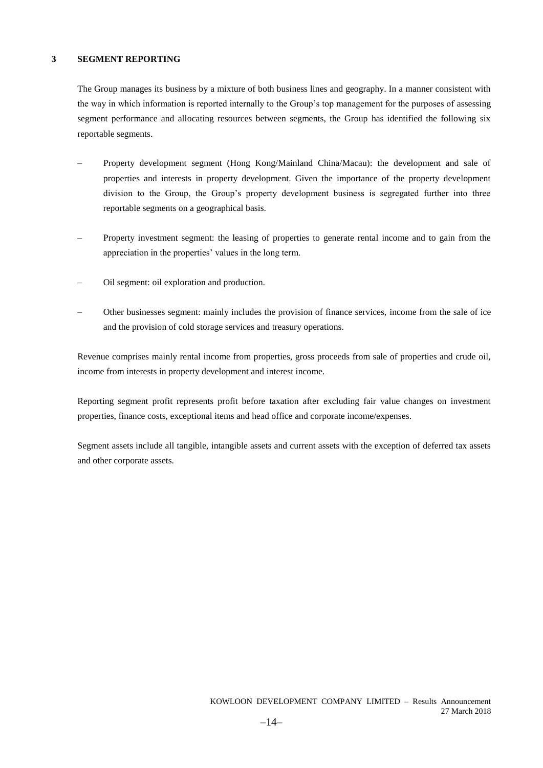## 3 SEGMENT REPORTING

The Group manages its business by a mixture of both business lines and geography. In a manner consistent with the way in which information is reported internally to the Group's top management for the purposes of assessing segment performance and allocating resources between segments, the Group has identified the following six reportable segments.

– Property development segment (Hong Kong/Mainland China/Macau): the development and sale of properties and interests in property development. Given the importance of the property development division to the Group, the Group's property development business is segregated further into three reportable segments on a geographical basis.

– Property investment segment: the leasing of properties to generate rental income and to gain from the appreciation in the properties' values in the long term.

– Oil segment: oil exploration and production.

– Other businesses segment: mainly includes the provision of finance services, income from the sale of ice and the provision of cold storage services and treasury operations.

Revenue comprises mainly rental income from properties, gross proceeds from sale of properties and crude oil, income from interests in property development and interest income.

Reporting segment profit represents profit before taxation after excluding fair value changes on investment properties, finance costs, exceptional items and head office and corporate income/expenses.

Segment assets include all tangible, intangible assets and current assets with the exception of deferred tax assets and other corporate assets.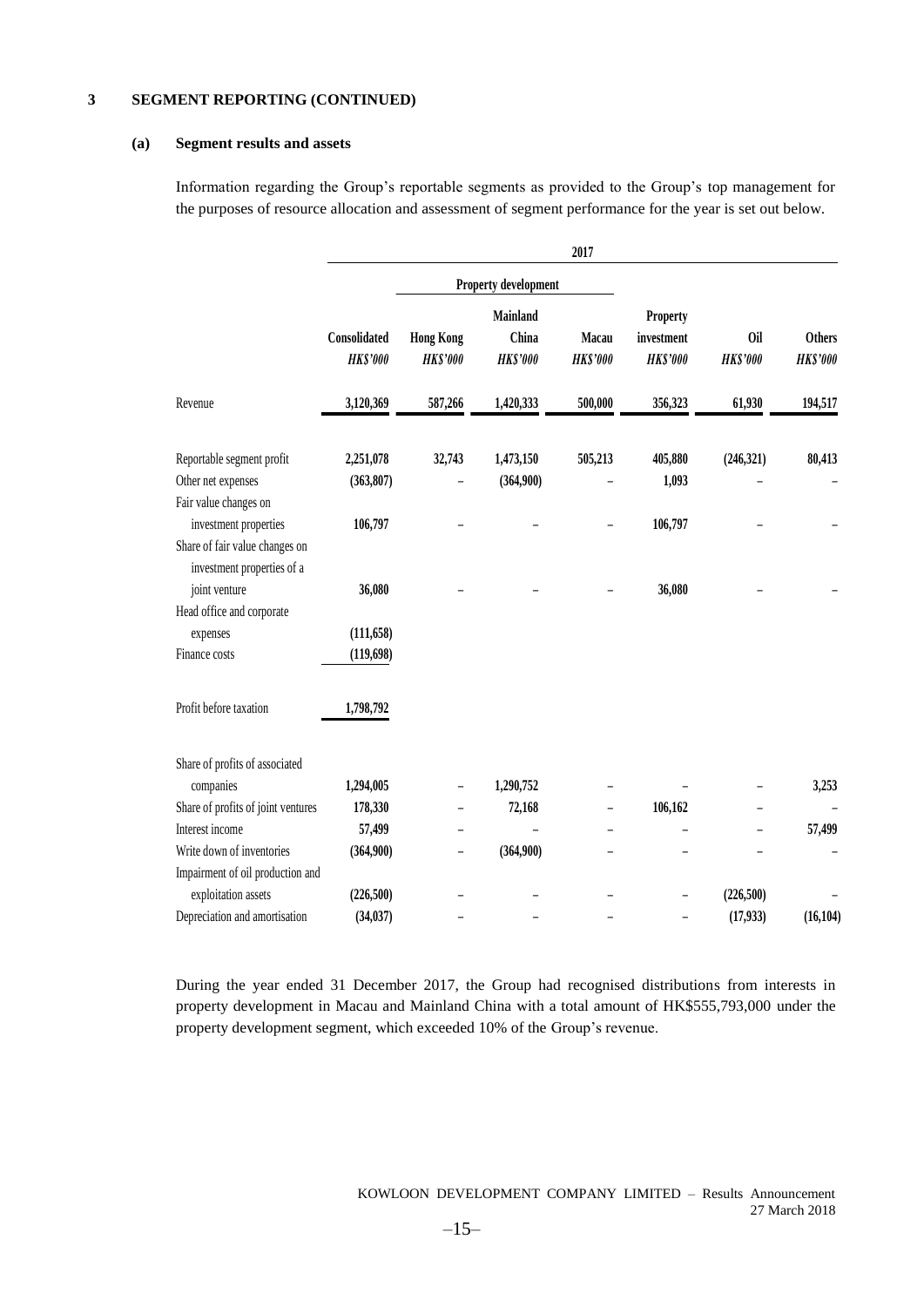## 3 SEGMENT REPORTING (CONTINUED)

### (a) Segment results and assets

Information regarding the Group's reportable segments as provided to the Group's top management for the purposes of resource allocation and assessment of segment performance for the year is set out below.

| | 2017 | | | | | | |
|---|---|---|---|---|---|---|---|
| | | Property development | | | | | |
| | Consolidated | Hong Kong | Mainland China | Macau | Property investment | Oil | Others |
| | *HK$'000* | *HK$'000* | *HK$'000* | *HK$'000* | *HK$'000* | *HK$'000* | *HK$'000* |
| Revenue | 3,120,369 | 587,266 | 1,420,333 | 500,000 | 356,323 | 61,930 | 194,517 |
| Reportable segment profit | 2,251,078 | 32,743 | 1,473,150 | 505,213 | 405,880 | (246,321) | 80,413 |
| Other net expenses | (363,807) | – | (364,900) | – | 1,093 | – | – |
| Fair value changes on investment properties | 106,797 | – | – | – | 106,797 | – | – |
| Share of fair value changes on investment properties of a joint venture | 36,080 | – | – | – | 36,080 | – | – |
| Head office and corporate expenses | (111,658) | | | | | | |
| Finance costs | (119,698) | | | | | | |
| Profit before taxation | 1,798,792 | | | | | | |
| Share of profits of associated companies | 1,294,005 | – | 1,290,752 | – | – | – | 3,253 |
| Share of profits of joint ventures | 178,330 | – | 72,168 | – | 106,162 | – | – |
| Interest income | 57,499 | – | – | – | – | – | 57,499 |
| Write down of inventories | (364,900) | – | (364,900) | – | – | – | – |
| Impairment of oil production and exploitation assets | (226,500) | – | – | – | – | (226,500) | – |
| Depreciation and amortisation | (34,037) | – | – | – | – | (17,933) | (16,104) |

During the year ended 31 December 2017, the Group had recognised distributions from interests in property development in Macau and Mainland China with a total amount of HK$555,793,000 under the property development segment, which exceeded 10% of the Group's revenue.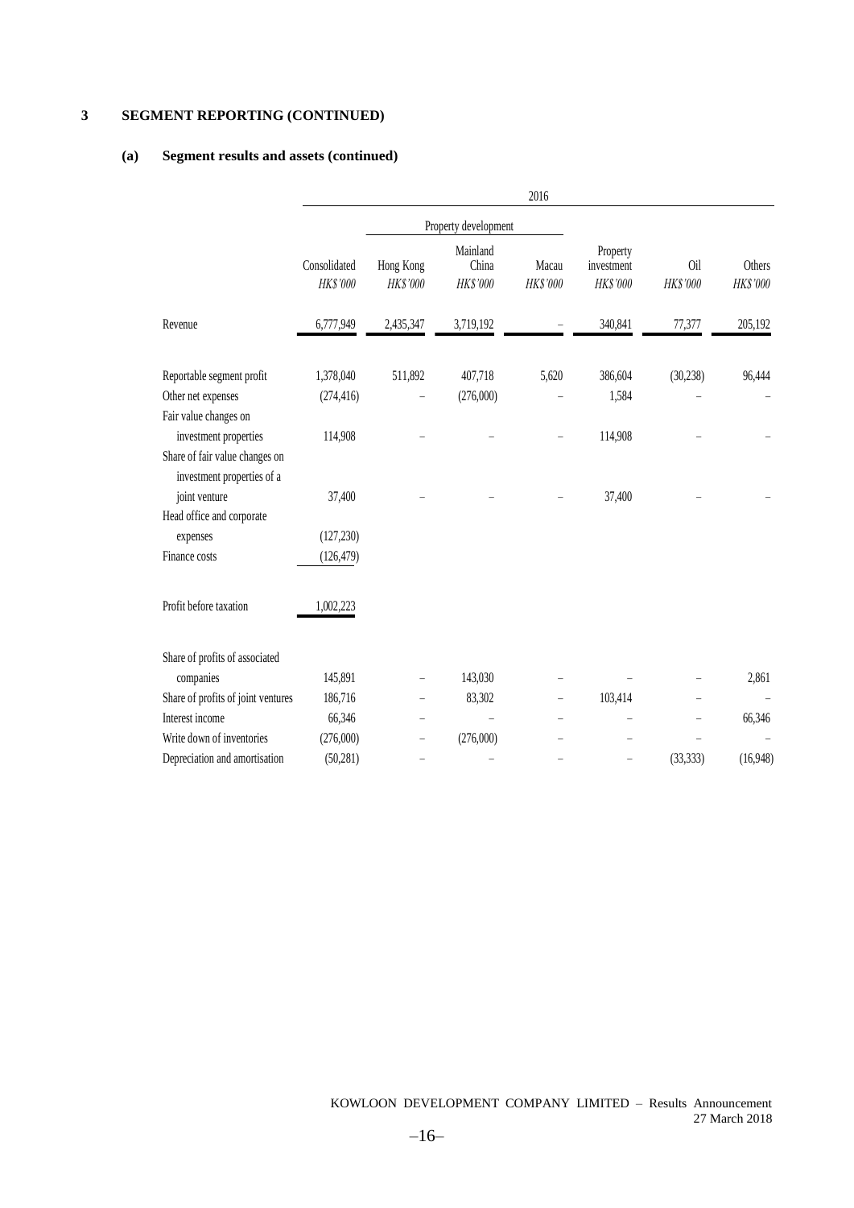## 3 SEGMENT REPORTING (CONTINUED)

### (a) Segment results and assets (continued)

| | 2016 | | | | | | |
|---|---|---|---|---|---|---|---|
| | | Property development | | | | | |
| | Consolidated *HK$'000* | Hong Kong *HK$'000* | Mainland China *HK$'000* | Macau *HK$'000* | Property investment *HK$'000* | Oil *HK$'000* | Others *HK$'000* |
| Revenue | 6,777,949 | 2,435,347 | 3,719,192 | – | 340,841 | 77,377 | 205,192 |
| Reportable segment profit | 1,378,040 | 511,892 | 407,718 | 5,620 | 386,604 | (30,238) | 96,444 |
| Other net expenses | (274,416) | – | (276,000) | – | 1,584 | – | – |
| Fair value changes on investment properties | 114,908 | – | – | – | 114,908 | – | – |
| Share of fair value changes on investment properties of a joint venture | 37,400 | – | – | – | 37,400 | – | – |
| Head office and corporate expenses | (127,230) | | | | | | |
| Finance costs | (126,479) | | | | | | |
| Profit before taxation | 1,002,223 | | | | | | |
| Share of profits of associated companies | 145,891 | – | 143,030 | – | – | – | 2,861 |
| Share of profits of joint ventures | 186,716 | – | 83,302 | – | 103,414 | – | – |
| Interest income | 66,346 | – | – | – | – | – | 66,346 |
| Write down of inventories | (276,000) | – | (276,000) | – | – | – | – |
| Depreciation and amortisation | (50,281) | – | – | – | – | (33,333) | (16,948) |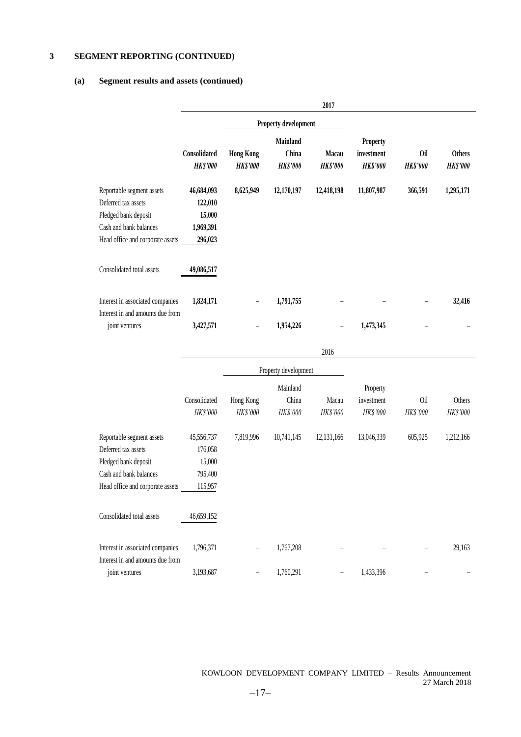## 3 SEGMENT REPORTING (CONTINUED)

### (a) Segment results and assets (continued)

| | 2017 | | | | | | |
|---|---|---|---|---|---|---|---|
| | | Property development | | | | | |
| | **Consolidated** | **Hong Kong** | **Mainland China** | **Macau** | **Property investment** | **Oil** | **Others** |
| | ***HK$'000*** | ***HK$'000*** | ***HK$'000*** | ***HK$'000*** | ***HK$'000*** | ***HK$'000*** | ***HK$'000*** |
| Reportable segment assets | **46,684,093** | **8,625,949** | **12,170,197** | **12,418,198** | **11,807,987** | **366,591** | **1,295,171** |
| Deferred tax assets | **122,010** | | | | | | |
| Pledged bank deposit | **15,000** | | | | | | |
| Cash and bank balances | **1,969,391** | | | | | | |
| Head office and corporate assets | **296,023** | | | | | | |
| Consolidated total assets | **49,086,517** | | | | | | |
| Interest in associated companies | **1,824,171** | **–** | **1,791,755** | **–** | **–** | **–** | **32,416** |
| Interest in and amounts due from joint ventures | **3,427,571** | **–** | **1,954,226** | **–** | **1,473,345** | **–** | **–** |

| | 2016 | | | | | | |
|---|---|---|---|---|---|---|---|
| | | Property development | | | | | |
| | Consolidated | Hong Kong | Mainland China | Macau | Property investment | Oil | Others |
| | *HK$'000* | *HK$'000* | *HK$'000* | *HK$'000* | *HK$'000* | *HK$'000* | *HK$'000* |
| Reportable segment assets | 45,556,737 | 7,819,996 | 10,741,145 | 12,131,166 | 13,046,339 | 605,925 | 1,212,166 |
| Deferred tax assets | 176,058 | | | | | | |
| Pledged bank deposit | 15,000 | | | | | | |
| Cash and bank balances | 795,400 | | | | | | |
| Head office and corporate assets | 115,957 | | | | | | |
| Consolidated total assets | 46,659,152 | | | | | | |
| Interest in associated companies | 1,796,371 | – | 1,767,208 | – | – | – | 29,163 |
| Interest in and amounts due from joint ventures | 3,193,687 | – | 1,760,291 | – | 1,433,396 | – | – |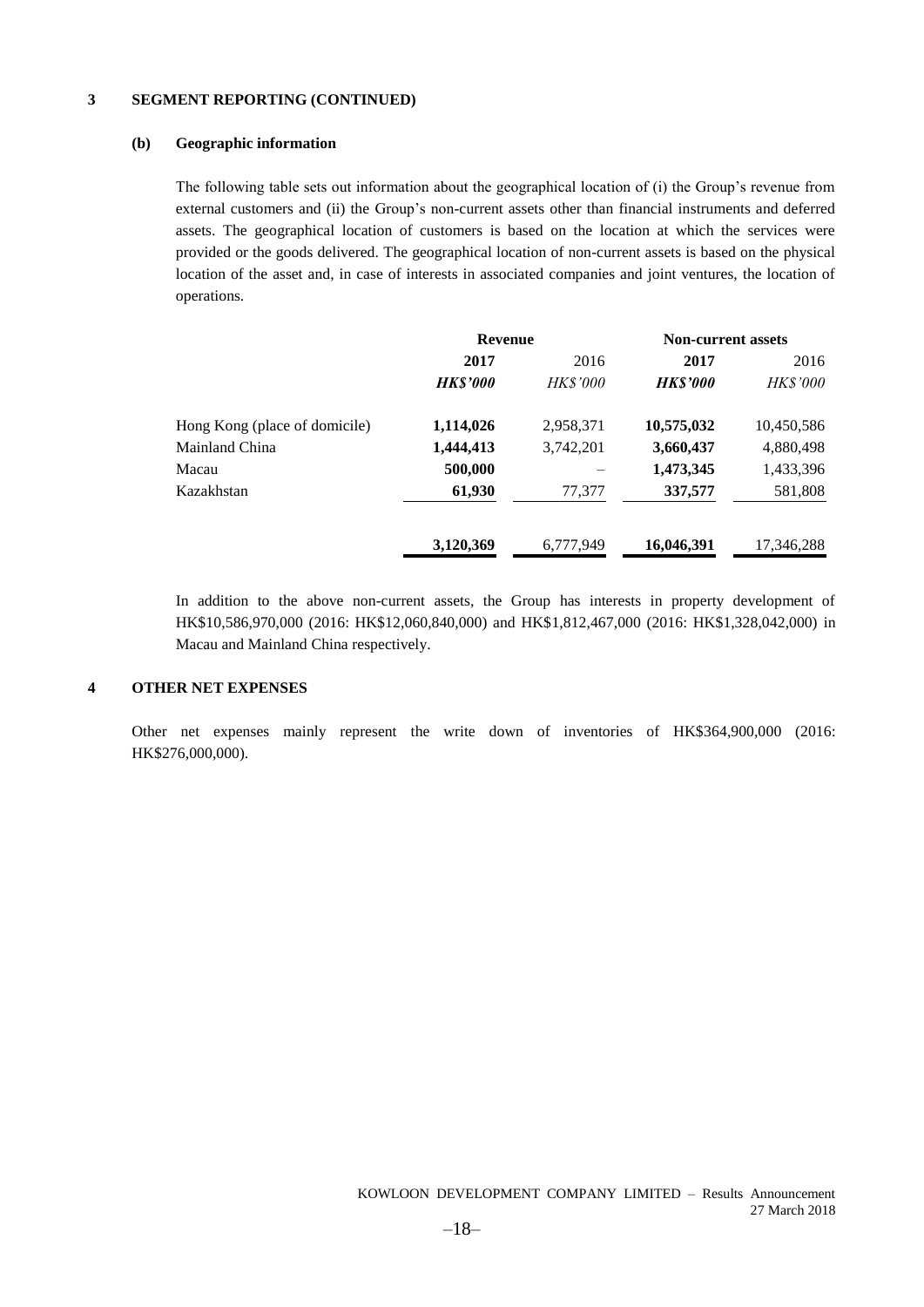## 3 SEGMENT REPORTING (CONTINUED)

### (b) Geographic information

The following table sets out information about the geographical location of (i) the Group's revenue from external customers and (ii) the Group's non-current assets other than financial instruments and deferred assets. The geographical location of customers is based on the location at which the services were provided or the goods delivered. The geographical location of non-current assets is based on the physical location of the asset and, in case of interests in associated companies and joint ventures, the location of operations.

| | **Revenue** | | **Non-current assets** | |
|---|---|---|---|---|
| | **2017** | 2016 | **2017** | 2016 |
| | ***HK$'000*** | *HK$'000* | ***HK$'000*** | *HK$'000* |
| Hong Kong (place of domicile) | **1,114,026** | 2,958,371 | **10,575,032** | 10,450,586 |
| Mainland China | **1,444,413** | 3,742,201 | **3,660,437** | 4,880,498 |
| Macau | **500,000** | – | **1,473,345** | 1,433,396 |
| Kazakhstan | **61,930** | 77,377 | **337,577** | 581,808 |
| | **3,120,369** | 6,777,949 | **16,046,391** | 17,346,288 |

In addition to the above non-current assets, the Group has interests in property development of HK$10,586,970,000 (2016: HK$12,060,840,000) and HK$1,812,467,000 (2016: HK$1,328,042,000) in Macau and Mainland China respectively.

## 4 OTHER NET EXPENSES

Other net expenses mainly represent the write down of inventories of HK$364,900,000 (2016: HK$276,000,000).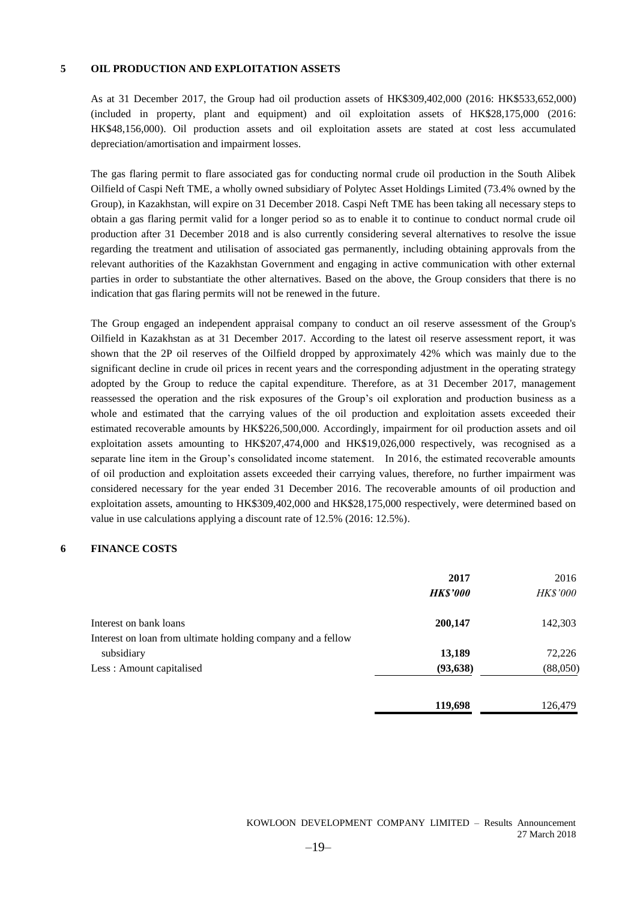## 5 OIL PRODUCTION AND EXPLOITATION ASSETS

As at 31 December 2017, the Group had oil production assets of HK$309,402,000 (2016: HK$533,652,000) (included in property, plant and equipment) and oil exploitation assets of HK$28,175,000 (2016: HK$48,156,000). Oil production assets and oil exploitation assets are stated at cost less accumulated depreciation/amortisation and impairment losses.

The gas flaring permit to flare associated gas for conducting normal crude oil production in the South Alibek Oilfield of Caspi Neft TME, a wholly owned subsidiary of Polytec Asset Holdings Limited (73.4% owned by the Group), in Kazakhstan, will expire on 31 December 2018. Caspi Neft TME has been taking all necessary steps to obtain a gas flaring permit valid for a longer period so as to enable it to continue to conduct normal crude oil production after 31 December 2018 and is also currently considering several alternatives to resolve the issue regarding the treatment and utilisation of associated gas permanently, including obtaining approvals from the relevant authorities of the Kazakhstan Government and engaging in active communication with other external parties in order to substantiate the other alternatives. Based on the above, the Group considers that there is no indication that gas flaring permits will not be renewed in the future.

The Group engaged an independent appraisal company to conduct an oil reserve assessment of the Group's Oilfield in Kazakhstan as at 31 December 2017. According to the latest oil reserve assessment report, it was shown that the 2P oil reserves of the Oilfield dropped by approximately 42% which was mainly due to the significant decline in crude oil prices in recent years and the corresponding adjustment in the operating strategy adopted by the Group to reduce the capital expenditure. Therefore, as at 31 December 2017, management reassessed the operation and the risk exposures of the Group's oil exploration and production business as a whole and estimated that the carrying values of the oil production and exploitation assets exceeded their estimated recoverable amounts by HK$226,500,000. Accordingly, impairment for oil production assets and oil exploitation assets amounting to HK$207,474,000 and HK$19,026,000 respectively, was recognised as a separate line item in the Group's consolidated income statement. In 2016, the estimated recoverable amounts of oil production and exploitation assets exceeded their carrying values, therefore, no further impairment was considered necessary for the year ended 31 December 2016. The recoverable amounts of oil production and exploitation assets, amounting to HK$309,402,000 and HK$28,175,000 respectively, were determined based on value in use calculations applying a discount rate of 12.5% (2016: 12.5%).

## 6 FINANCE COSTS

| | **2017** | 2016 |
|---|---|---|
| | ***HK$'000*** | *HK$'000* |
| Interest on bank loans | **200,147** | 142,303 |
| Interest on loan from ultimate holding company and a fellow subsidiary | **13,189** | 72,226 |
| Less : Amount capitalised | **(93,638)** | (88,050) |
| | **119,698** | 126,479 |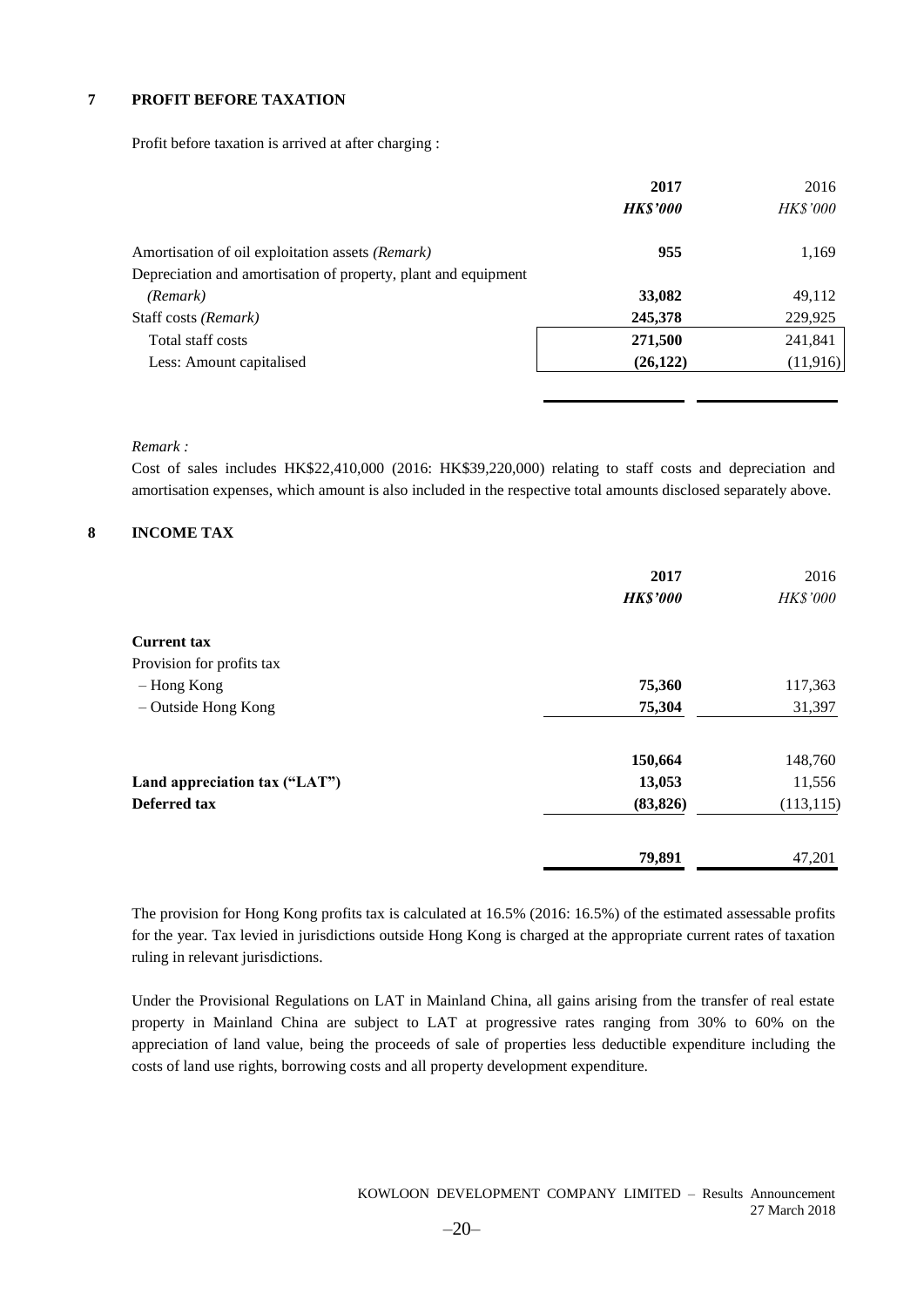## 7 PROFIT BEFORE TAXATION

Profit before taxation is arrived at after charging :

| | **2017** | 2016 |
|---|---|---|
| | ***HK$'000*** | *HK$'000* |
| Amortisation of oil exploitation assets *(Remark)* | **955** | 1,169 |
| Depreciation and amortisation of property, plant and equipment *(Remark)* | **33,082** | 49,112 |
| Staff costs *(Remark)* | **245,378** | 229,925 |
| Total staff costs | **271,500** | 241,841 |
| Less: Amount capitalised | **(26,122)** | (11,916) |

*Remark :*

Cost of sales includes HK$22,410,000 (2016: HK$39,220,000) relating to staff costs and depreciation and amortisation expenses, which amount is also included in the respective total amounts disclosed separately above.

## 8 INCOME TAX

| | **2017** | 2016 |
|---|---|---|
| | ***HK$'000*** | *HK$'000* |
| **Current tax** | | |
| Provision for profits tax | | |
| – Hong Kong | **75,360** | 117,363 |
| – Outside Hong Kong | **75,304** | 31,397 |
| | **150,664** | 148,760 |
| **Land appreciation tax ("LAT")** | **13,053** | 11,556 |
| **Deferred tax** | **(83,826)** | (113,115) |
| | **79,891** | 47,201 |

The provision for Hong Kong profits tax is calculated at 16.5% (2016: 16.5%) of the estimated assessable profits for the year. Tax levied in jurisdictions outside Hong Kong is charged at the appropriate current rates of taxation ruling in relevant jurisdictions.

Under the Provisional Regulations on LAT in Mainland China, all gains arising from the transfer of real estate property in Mainland China are subject to LAT at progressive rates ranging from 30% to 60% on the appreciation of land value, being the proceeds of sale of properties less deductible expenditure including the costs of land use rights, borrowing costs and all property development expenditure.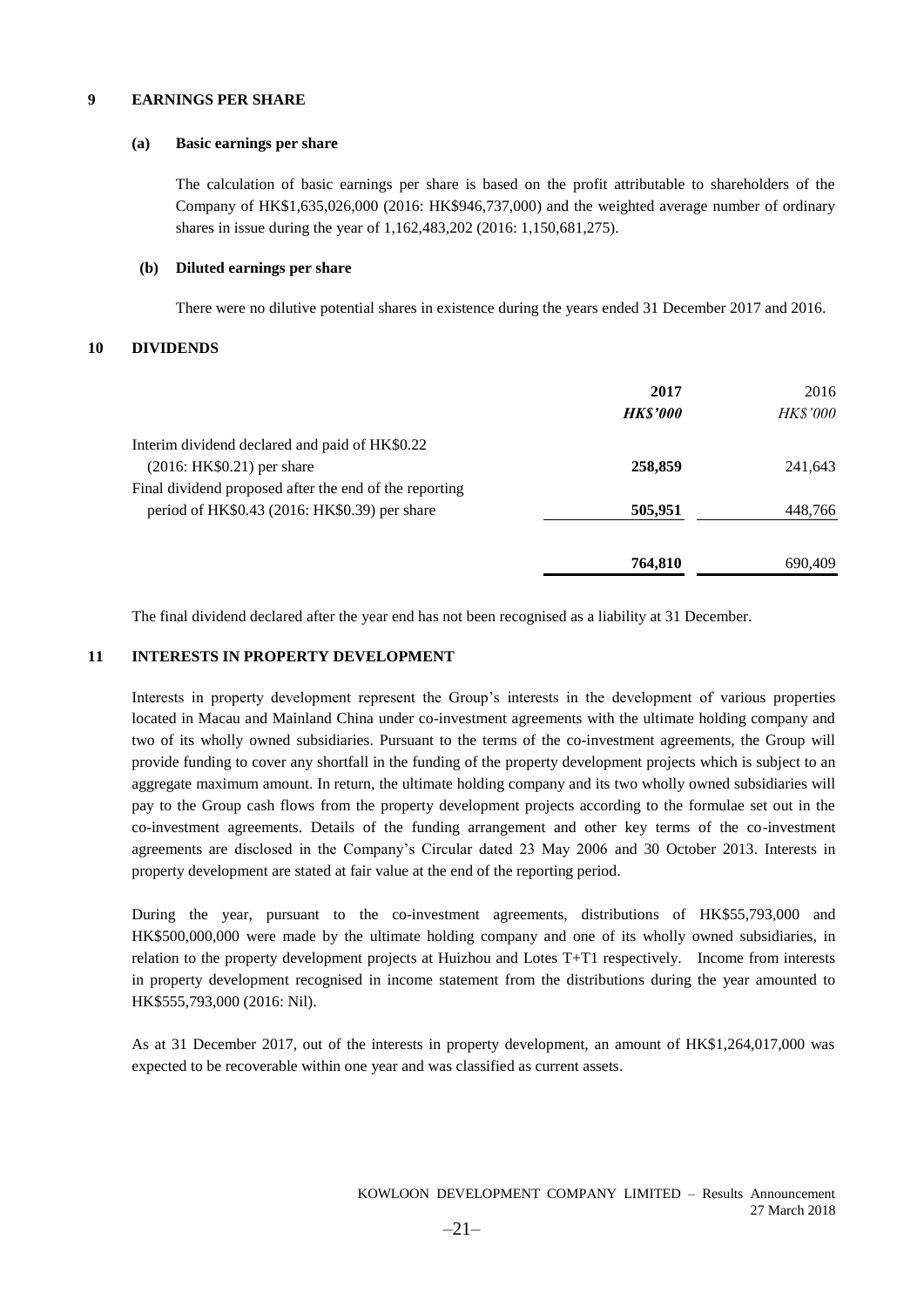## 9 EARNINGS PER SHARE

### (a) Basic earnings per share

The calculation of basic earnings per share is based on the profit attributable to shareholders of the Company of HK$1,635,026,000 (2016: HK$946,737,000) and the weighted average number of ordinary shares in issue during the year of 1,162,483,202 (2016: 1,150,681,275).

### (b) Diluted earnings per share

There were no dilutive potential shares in existence during the years ended 31 December 2017 and 2016.

## 10 DIVIDENDS

| | **2017** | 2016 |
|---|---|---|
| | ***HK$'000*** | *HK$'000* |
| Interim dividend declared and paid of HK$0.22 (2016: HK$0.21) per share | **258,859** | 241,643 |
| Final dividend proposed after the end of the reporting period of HK$0.43 (2016: HK$0.39) per share | **505,951** | 448,766 |
| | **764,810** | 690,409 |

The final dividend declared after the year end has not been recognised as a liability at 31 December.

## 11 INTERESTS IN PROPERTY DEVELOPMENT

Interests in property development represent the Group's interests in the development of various properties located in Macau and Mainland China under co-investment agreements with the ultimate holding company and two of its wholly owned subsidiaries. Pursuant to the terms of the co-investment agreements, the Group will provide funding to cover any shortfall in the funding of the property development projects which is subject to an aggregate maximum amount. In return, the ultimate holding company and its two wholly owned subsidiaries will pay to the Group cash flows from the property development projects according to the formulae set out in the co-investment agreements. Details of the funding arrangement and other key terms of the co-investment agreements are disclosed in the Company's Circular dated 23 May 2006 and 30 October 2013. Interests in property development are stated at fair value at the end of the reporting period.

During the year, pursuant to the co-investment agreements, distributions of HK$55,793,000 and HK$500,000,000 were made by the ultimate holding company and one of its wholly owned subsidiaries, in relation to the property development projects at Huizhou and Lotes T+T1 respectively. Income from interests in property development recognised in income statement from the distributions during the year amounted to HK$555,793,000 (2016: Nil).

As at 31 December 2017, out of the interests in property development, an amount of HK$1,264,017,000 was expected to be recoverable within one year and was classified as current assets.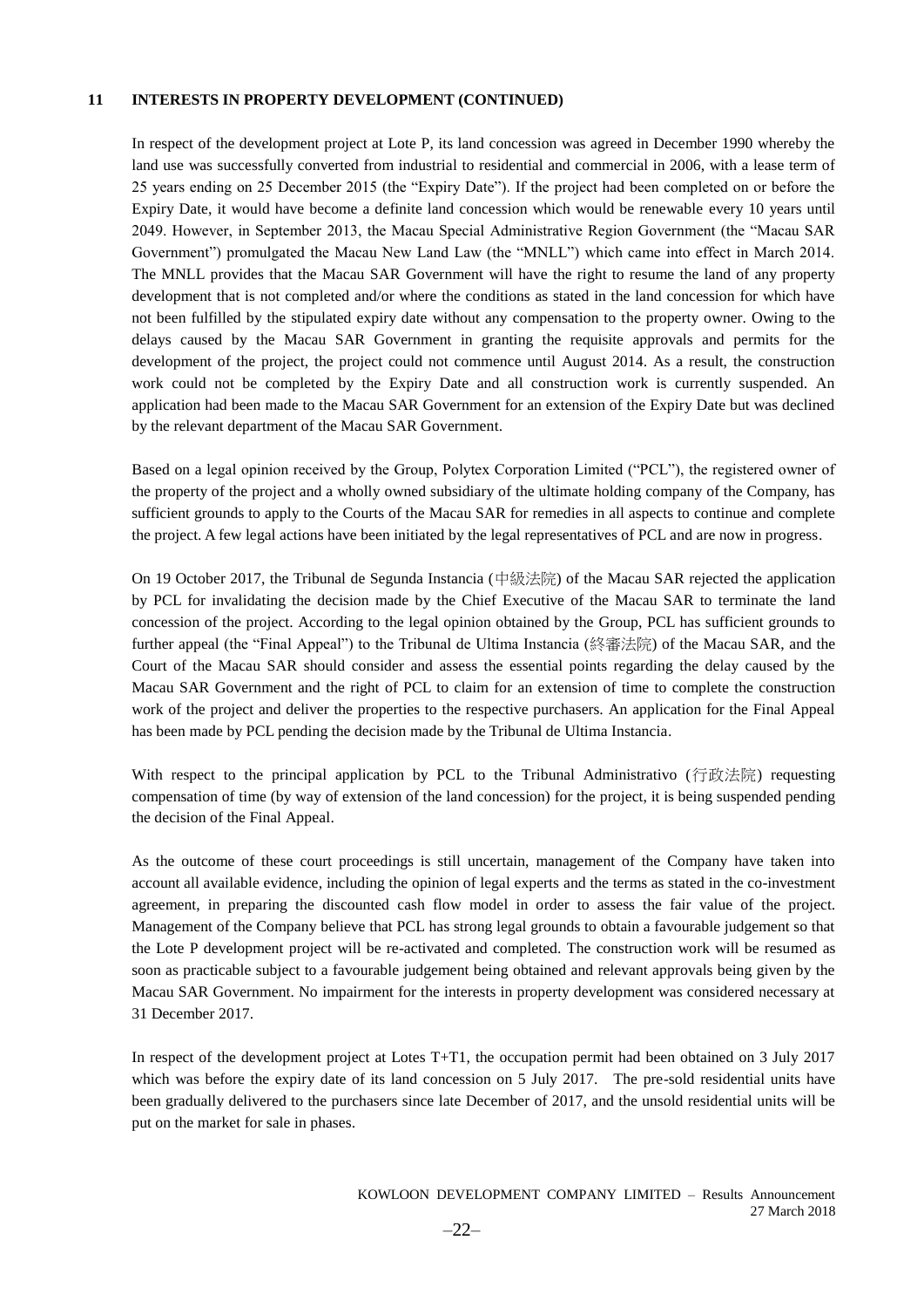## 11 INTERESTS IN PROPERTY DEVELOPMENT (CONTINUED)

In respect of the development project at Lote P, its land concession was agreed in December 1990 whereby the land use was successfully converted from industrial to residential and commercial in 2006, with a lease term of 25 years ending on 25 December 2015 (the "Expiry Date"). If the project had been completed on or before the Expiry Date, it would have become a definite land concession which would be renewable every 10 years until 2049. However, in September 2013, the Macau Special Administrative Region Government (the "Macau SAR Government") promulgated the Macau New Land Law (the "MNLL") which came into effect in March 2014. The MNLL provides that the Macau SAR Government will have the right to resume the land of any property development that is not completed and/or where the conditions as stated in the land concession for which have not been fulfilled by the stipulated expiry date without any compensation to the property owner. Owing to the delays caused by the Macau SAR Government in granting the requisite approvals and permits for the development of the project, the project could not commence until August 2014. As a result, the construction work could not be completed by the Expiry Date and all construction work is currently suspended. An application had been made to the Macau SAR Government for an extension of the Expiry Date but was declined by the relevant department of the Macau SAR Government.

Based on a legal opinion received by the Group, Polytex Corporation Limited ("PCL"), the registered owner of the property of the project and a wholly owned subsidiary of the ultimate holding company of the Company, has sufficient grounds to apply to the Courts of the Macau SAR for remedies in all aspects to continue and complete the project. A few legal actions have been initiated by the legal representatives of PCL and are now in progress.

On 19 October 2017, the Tribunal de Segunda Instancia (中級法院) of the Macau SAR rejected the application by PCL for invalidating the decision made by the Chief Executive of the Macau SAR to terminate the land concession of the project. According to the legal opinion obtained by the Group, PCL has sufficient grounds to further appeal (the "Final Appeal") to the Tribunal de Ultima Instancia (終審法院) of the Macau SAR, and the Court of the Macau SAR should consider and assess the essential points regarding the delay caused by the Macau SAR Government and the right of PCL to claim for an extension of time to complete the construction work of the project and deliver the properties to the respective purchasers. An application for the Final Appeal has been made by PCL pending the decision made by the Tribunal de Ultima Instancia.

With respect to the principal application by PCL to the Tribunal Administrativo (行政法院) requesting compensation of time (by way of extension of the land concession) for the project, it is being suspended pending the decision of the Final Appeal.

As the outcome of these court proceedings is still uncertain, management of the Company have taken into account all available evidence, including the opinion of legal experts and the terms as stated in the co-investment agreement, in preparing the discounted cash flow model in order to assess the fair value of the project. Management of the Company believe that PCL has strong legal grounds to obtain a favourable judgement so that the Lote P development project will be re-activated and completed. The construction work will be resumed as soon as practicable subject to a favourable judgement being obtained and relevant approvals being given by the Macau SAR Government. No impairment for the interests in property development was considered necessary at 31 December 2017.

In respect of the development project at Lotes T+T1, the occupation permit had been obtained on 3 July 2017 which was before the expiry date of its land concession on 5 July 2017. The pre-sold residential units have been gradually delivered to the purchasers since late December of 2017, and the unsold residential units will be put on the market for sale in phases.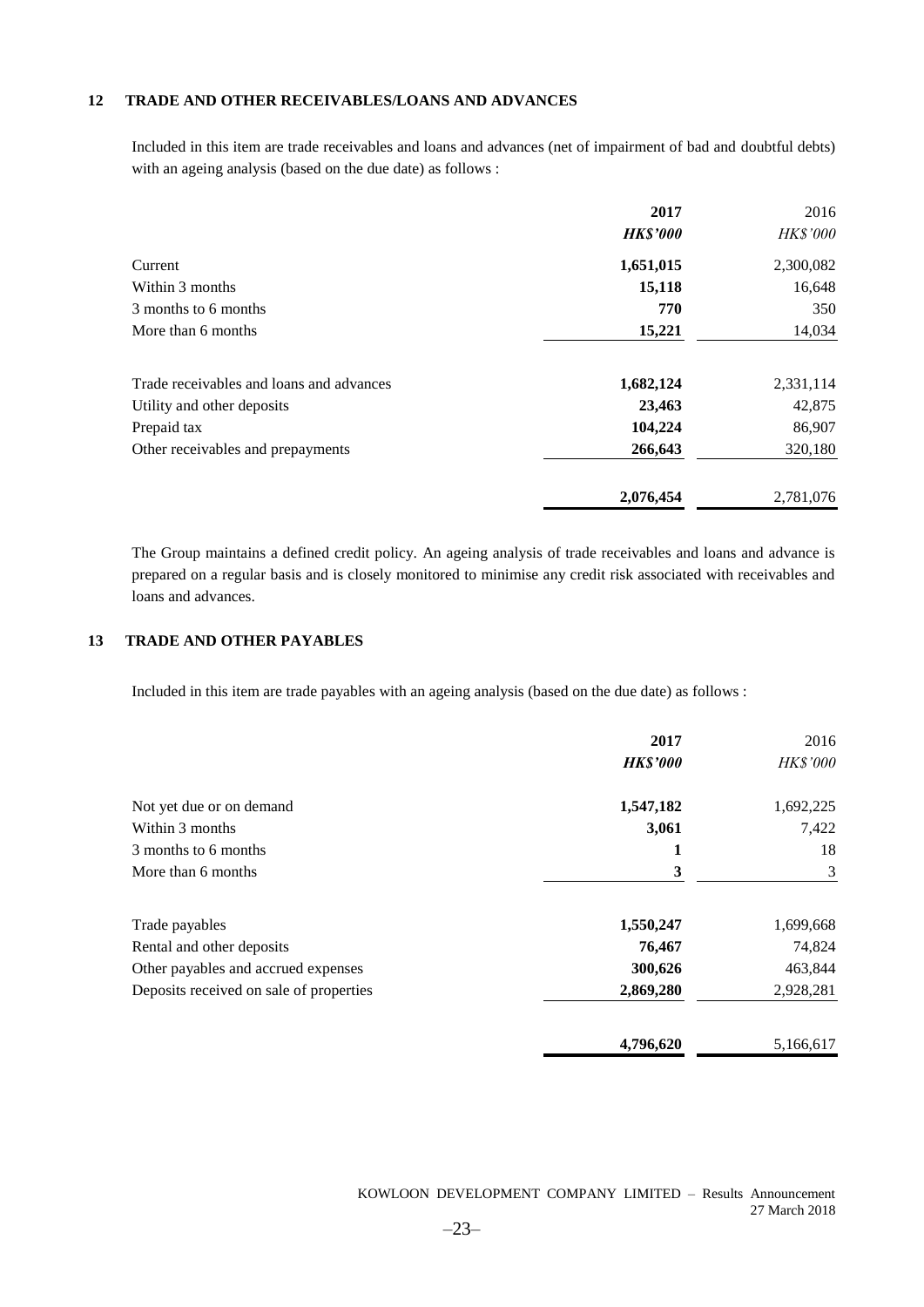## 12 TRADE AND OTHER RECEIVABLES/LOANS AND ADVANCES

Included in this item are trade receivables and loans and advances (net of impairment of bad and doubtful debts) with an ageing analysis (based on the due date) as follows :

| | **2017** | 2016 |
|---|---|---|
| | ***HK$'000*** | *HK$'000* |
| Current | **1,651,015** | 2,300,082 |
| Within 3 months | **15,118** | 16,648 |
| 3 months to 6 months | **770** | 350 |
| More than 6 months | **15,221** | 14,034 |
| Trade receivables and loans and advances | **1,682,124** | 2,331,114 |
| Utility and other deposits | **23,463** | 42,875 |
| Prepaid tax | **104,224** | 86,907 |
| Other receivables and prepayments | **266,643** | 320,180 |
| | **2,076,454** | 2,781,076 |

The Group maintains a defined credit policy. An ageing analysis of trade receivables and loans and advance is prepared on a regular basis and is closely monitored to minimise any credit risk associated with receivables and loans and advances.

## 13 TRADE AND OTHER PAYABLES

Included in this item are trade payables with an ageing analysis (based on the due date) as follows :

| | **2017** | 2016 |
|---|---|---|
| | ***HK$'000*** | *HK$'000* |
| Not yet due or on demand | **1,547,182** | 1,692,225 |
| Within 3 months | **3,061** | 7,422 |
| 3 months to 6 months | **1** | 18 |
| More than 6 months | **3** | 3 |
| Trade payables | **1,550,247** | 1,699,668 |
| Rental and other deposits | **76,467** | 74,824 |
| Other payables and accrued expenses | **300,626** | 463,844 |
| Deposits received on sale of properties | **2,869,280** | 2,928,281 |
| | **4,796,620** | 5,166,617 |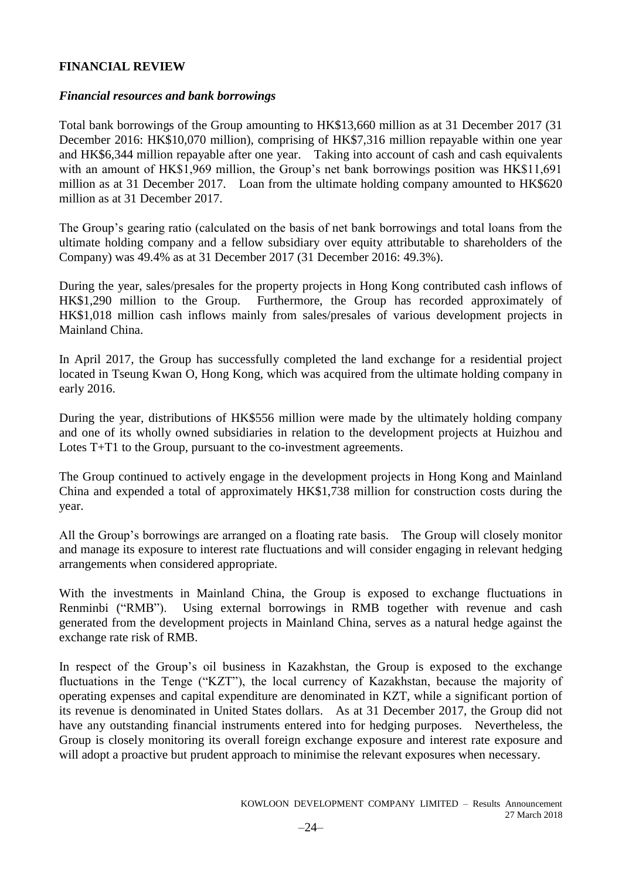## FINANCIAL REVIEW

### *Financial resources and bank borrowings*

Total bank borrowings of the Group amounting to HK$13,660 million as at 31 December 2017 (31 December 2016: HK$10,070 million), comprising of HK$7,316 million repayable within one year and HK$6,344 million repayable after one year. Taking into account of cash and cash equivalents with an amount of HK$1,969 million, the Group's net bank borrowings position was HK$11,691 million as at 31 December 2017. Loan from the ultimate holding company amounted to HK$620 million as at 31 December 2017.

The Group's gearing ratio (calculated on the basis of net bank borrowings and total loans from the ultimate holding company and a fellow subsidiary over equity attributable to shareholders of the Company) was 49.4% as at 31 December 2017 (31 December 2016: 49.3%).

During the year, sales/presales for the property projects in Hong Kong contributed cash inflows of HK$1,290 million to the Group. Furthermore, the Group has recorded approximately of HK$1,018 million cash inflows mainly from sales/presales of various development projects in Mainland China.

In April 2017, the Group has successfully completed the land exchange for a residential project located in Tseung Kwan O, Hong Kong, which was acquired from the ultimate holding company in early 2016.

During the year, distributions of HK$556 million were made by the ultimately holding company and one of its wholly owned subsidiaries in relation to the development projects at Huizhou and Lotes T+T1 to the Group, pursuant to the co-investment agreements.

The Group continued to actively engage in the development projects in Hong Kong and Mainland China and expended a total of approximately HK$1,738 million for construction costs during the year.

All the Group's borrowings are arranged on a floating rate basis. The Group will closely monitor and manage its exposure to interest rate fluctuations and will consider engaging in relevant hedging arrangements when considered appropriate.

With the investments in Mainland China, the Group is exposed to exchange fluctuations in Renminbi ("RMB"). Using external borrowings in RMB together with revenue and cash generated from the development projects in Mainland China, serves as a natural hedge against the exchange rate risk of RMB.

In respect of the Group's oil business in Kazakhstan, the Group is exposed to the exchange fluctuations in the Tenge ("KZT"), the local currency of Kazakhstan, because the majority of operating expenses and capital expenditure are denominated in KZT, while a significant portion of its revenue is denominated in United States dollars. As at 31 December 2017, the Group did not have any outstanding financial instruments entered into for hedging purposes. Nevertheless, the Group is closely monitoring its overall foreign exchange exposure and interest rate exposure and will adopt a proactive but prudent approach to minimise the relevant exposures when necessary.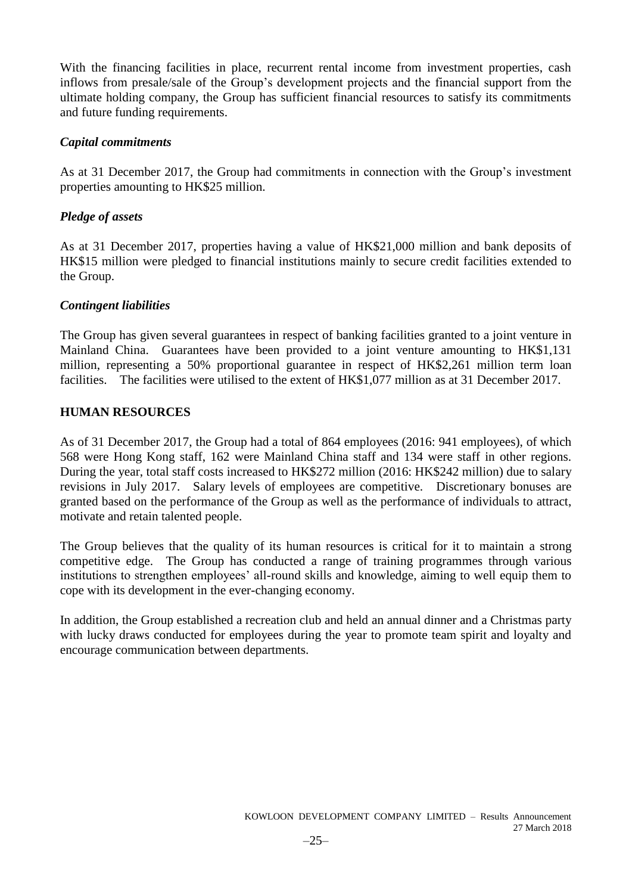With the financing facilities in place, recurrent rental income from investment properties, cash inflows from presale/sale of the Group's development projects and the financial support from the ultimate holding company, the Group has sufficient financial resources to satisfy its commitments and future funding requirements.

***Capital commitments***

As at 31 December 2017, the Group had commitments in connection with the Group's investment properties amounting to HK$25 million.

***Pledge of assets***

As at 31 December 2017, properties having a value of HK$21,000 million and bank deposits of HK$15 million were pledged to financial institutions mainly to secure credit facilities extended to the Group.

***Contingent liabilities***

The Group has given several guarantees in respect of banking facilities granted to a joint venture in Mainland China. Guarantees have been provided to a joint venture amounting to HK$1,131 million, representing a 50% proportional guarantee in respect of HK$2,261 million term loan facilities. The facilities were utilised to the extent of HK$1,077 million as at 31 December 2017.

**HUMAN RESOURCES**

As of 31 December 2017, the Group had a total of 864 employees (2016: 941 employees), of which 568 were Hong Kong staff, 162 were Mainland China staff and 134 were staff in other regions. During the year, total staff costs increased to HK$272 million (2016: HK$242 million) due to salary revisions in July 2017. Salary levels of employees are competitive. Discretionary bonuses are granted based on the performance of the Group as well as the performance of individuals to attract, motivate and retain talented people.

The Group believes that the quality of its human resources is critical for it to maintain a strong competitive edge. The Group has conducted a range of training programmes through various institutions to strengthen employees' all-round skills and knowledge, aiming to well equip them to cope with its development in the ever-changing economy.

In addition, the Group established a recreation club and held an annual dinner and a Christmas party with lucky draws conducted for employees during the year to promote team spirit and loyalty and encourage communication between departments.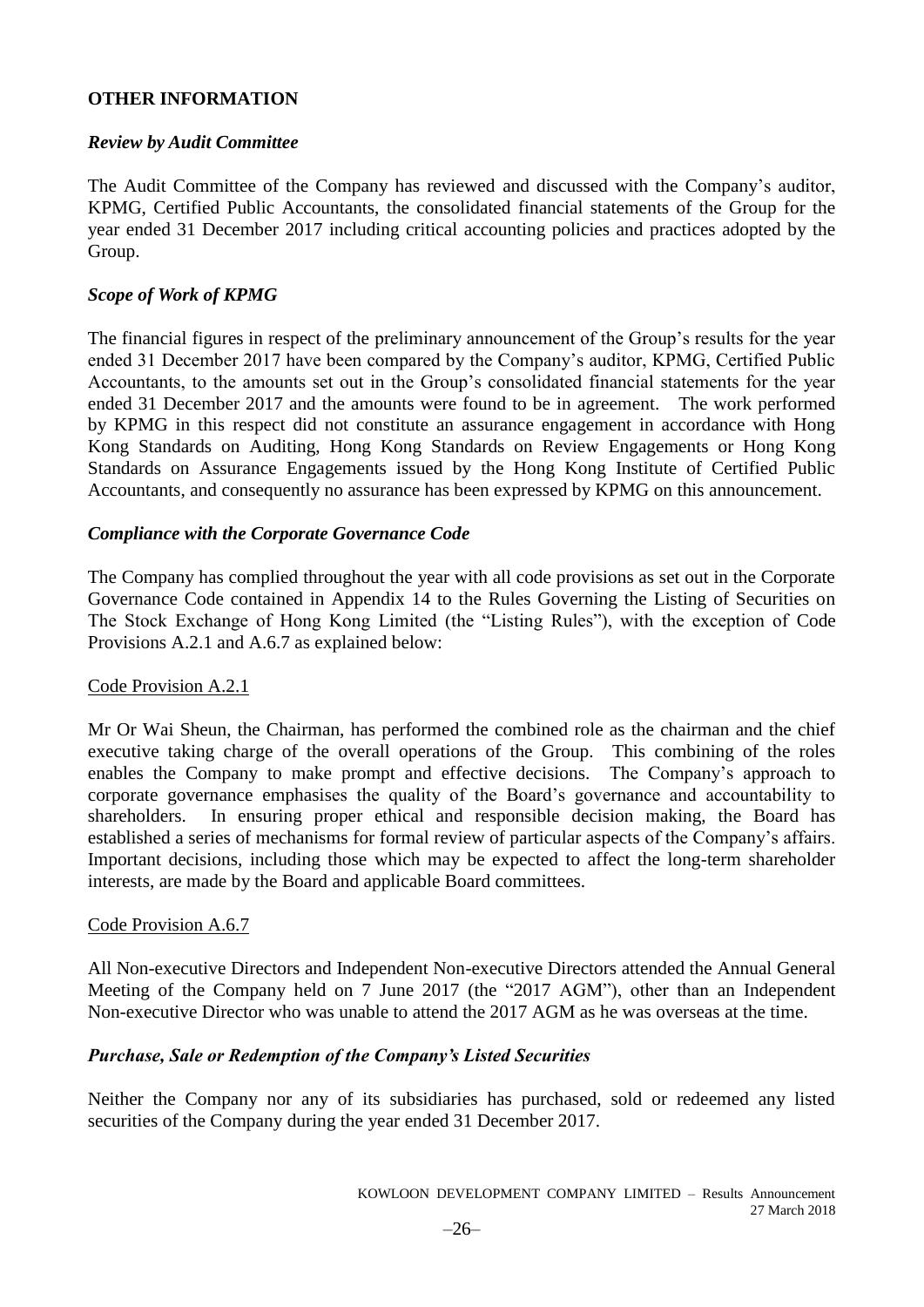## OTHER INFORMATION

### *Review by Audit Committee*

The Audit Committee of the Company has reviewed and discussed with the Company's auditor, KPMG, Certified Public Accountants, the consolidated financial statements of the Group for the year ended 31 December 2017 including critical accounting policies and practices adopted by the Group.

### *Scope of Work of KPMG*

The financial figures in respect of the preliminary announcement of the Group's results for the year ended 31 December 2017 have been compared by the Company's auditor, KPMG, Certified Public Accountants, to the amounts set out in the Group's consolidated financial statements for the year ended 31 December 2017 and the amounts were found to be in agreement. The work performed by KPMG in this respect did not constitute an assurance engagement in accordance with Hong Kong Standards on Auditing, Hong Kong Standards on Review Engagements or Hong Kong Standards on Assurance Engagements issued by the Hong Kong Institute of Certified Public Accountants, and consequently no assurance has been expressed by KPMG on this announcement.

### *Compliance with the Corporate Governance Code*

The Company has complied throughout the year with all code provisions as set out in the Corporate Governance Code contained in Appendix 14 to the Rules Governing the Listing of Securities on The Stock Exchange of Hong Kong Limited (the "Listing Rules"), with the exception of Code Provisions A.2.1 and A.6.7 as explained below:

Code Provision A.2.1

Mr Or Wai Sheun, the Chairman, has performed the combined role as the chairman and the chief executive taking charge of the overall operations of the Group. This combining of the roles enables the Company to make prompt and effective decisions. The Company's approach to corporate governance emphasises the quality of the Board's governance and accountability to shareholders. In ensuring proper ethical and responsible decision making, the Board has established a series of mechanisms for formal review of particular aspects of the Company's affairs. Important decisions, including those which may be expected to affect the long-term shareholder interests, are made by the Board and applicable Board committees.

Code Provision A.6.7

All Non-executive Directors and Independent Non-executive Directors attended the Annual General Meeting of the Company held on 7 June 2017 (the "2017 AGM"), other than an Independent Non-executive Director who was unable to attend the 2017 AGM as he was overseas at the time.

### *Purchase, Sale or Redemption of the Company's Listed Securities*

Neither the Company nor any of its subsidiaries has purchased, sold or redeemed any listed securities of the Company during the year ended 31 December 2017.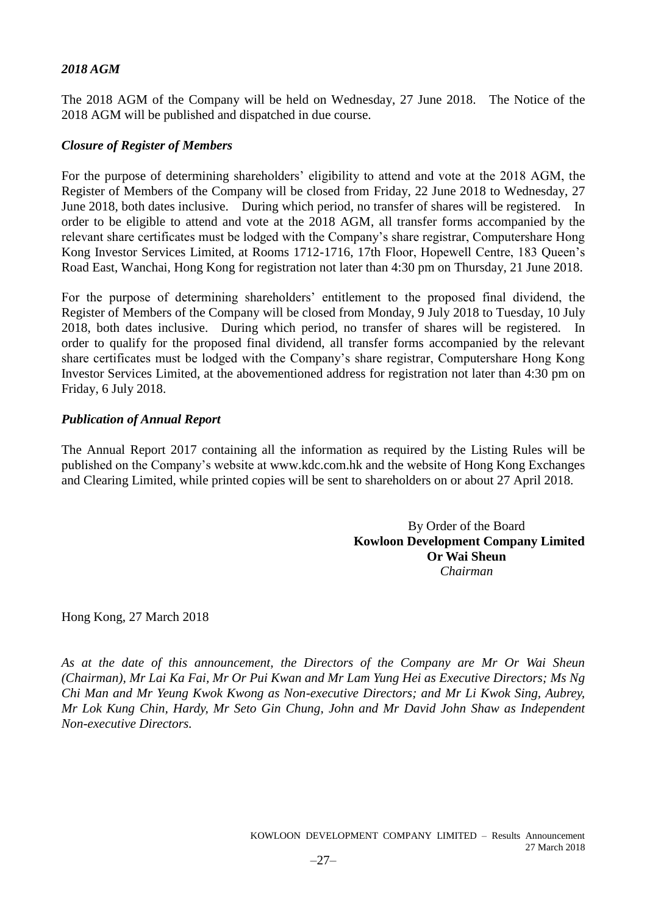### *2018 AGM*

The 2018 AGM of the Company will be held on Wednesday, 27 June 2018. The Notice of the 2018 AGM will be published and dispatched in due course.

### *Closure of Register of Members*

For the purpose of determining shareholders' eligibility to attend and vote at the 2018 AGM, the Register of Members of the Company will be closed from Friday, 22 June 2018 to Wednesday, 27 June 2018, both dates inclusive. During which period, no transfer of shares will be registered. In order to be eligible to attend and vote at the 2018 AGM, all transfer forms accompanied by the relevant share certificates must be lodged with the Company's share registrar, Computershare Hong Kong Investor Services Limited, at Rooms 1712-1716, 17th Floor, Hopewell Centre, 183 Queen's Road East, Wanchai, Hong Kong for registration not later than 4:30 pm on Thursday, 21 June 2018.

For the purpose of determining shareholders' entitlement to the proposed final dividend, the Register of Members of the Company will be closed from Monday, 9 July 2018 to Tuesday, 10 July 2018, both dates inclusive. During which period, no transfer of shares will be registered. In order to qualify for the proposed final dividend, all transfer forms accompanied by the relevant share certificates must be lodged with the Company's share registrar, Computershare Hong Kong Investor Services Limited, at the abovementioned address for registration not later than 4:30 pm on Friday, 6 July 2018.

### *Publication of Annual Report*

The Annual Report 2017 containing all the information as required by the Listing Rules will be published on the Company's website at www.kdc.com.hk and the website of Hong Kong Exchanges and Clearing Limited, while printed copies will be sent to shareholders on or about 27 April 2018.

By Order of the Board
**Kowloon Development Company Limited**
**Or Wai Sheun**
*Chairman*

Hong Kong, 27 March 2018

*As at the date of this announcement, the Directors of the Company are Mr Or Wai Sheun (Chairman), Mr Lai Ka Fai, Mr Or Pui Kwan and Mr Lam Yung Hei as Executive Directors; Ms Ng Chi Man and Mr Yeung Kwok Kwong as Non-executive Directors; and Mr Li Kwok Sing, Aubrey, Mr Lok Kung Chin, Hardy, Mr Seto Gin Chung, John and Mr David John Shaw as Independent Non-executive Directors.*